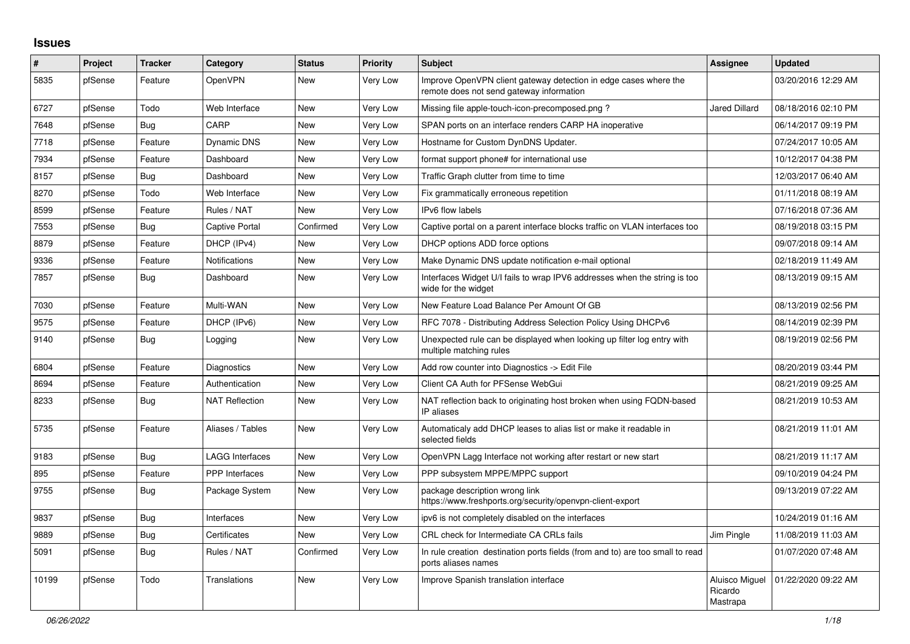# Issues

| # | Project | Tracker | Category | Status | Priority | Subject | Assignee | Updated |
|---|---|---|---|---|---|---|---|---|
| 5835 | pfSense | Feature | OpenVPN | New | Very Low | Improve OpenVPN client gateway detection in edge cases where the remote does not send gateway information | | 03/20/2016 12:29 AM |
| 6727 | pfSense | Todo | Web Interface | New | Very Low | Missing file apple-touch-icon-precomposed.png ? | Jared Dillard | 08/18/2016 02:10 PM |
| 7648 | pfSense | Bug | CARP | New | Very Low | SPAN ports on an interface renders CARP HA inoperative | | 06/14/2017 09:19 PM |
| 7718 | pfSense | Feature | Dynamic DNS | New | Very Low | Hostname for Custom DynDNS Updater. | | 07/24/2017 10:05 AM |
| 7934 | pfSense | Feature | Dashboard | New | Very Low | format support phone# for international use | | 10/12/2017 04:38 PM |
| 8157 | pfSense | Bug | Dashboard | New | Very Low | Traffic Graph clutter from time to time | | 12/03/2017 06:40 AM |
| 8270 | pfSense | Todo | Web Interface | New | Very Low | Fix grammatically erroneous repetition | | 01/11/2018 08:19 AM |
| 8599 | pfSense | Feature | Rules / NAT | New | Very Low | IPv6 flow labels | | 07/16/2018 07:36 AM |
| 7553 | pfSense | Bug | Captive Portal | Confirmed | Very Low | Captive portal on a parent interface blocks traffic on VLAN interfaces too | | 08/19/2018 03:15 PM |
| 8879 | pfSense | Feature | DHCP (IPv4) | New | Very Low | DHCP options ADD force options | | 09/07/2018 09:14 AM |
| 9336 | pfSense | Feature | Notifications | New | Very Low | Make Dynamic DNS update notification e-mail optional | | 02/18/2019 11:49 AM |
| 7857 | pfSense | Bug | Dashboard | New | Very Low | Interfaces Widget U/I fails to wrap IPV6 addresses when the string is too wide for the widget | | 08/13/2019 09:15 AM |
| 7030 | pfSense | Feature | Multi-WAN | New | Very Low | New Feature Load Balance Per Amount Of GB | | 08/13/2019 02:56 PM |
| 9575 | pfSense | Feature | DHCP (IPv6) | New | Very Low | RFC 7078 - Distributing Address Selection Policy Using DHCPv6 | | 08/14/2019 02:39 PM |
| 9140 | pfSense | Bug | Logging | New | Very Low | Unexpected rule can be displayed when looking up filter log entry with multiple matching rules | | 08/19/2019 02:56 PM |
| 6804 | pfSense | Feature | Diagnostics | New | Very Low | Add row counter into Diagnostics -> Edit File | | 08/20/2019 03:44 PM |
| 8694 | pfSense | Feature | Authentication | New | Very Low | Client CA Auth for PFSense WebGui | | 08/21/2019 09:25 AM |
| 8233 | pfSense | Bug | NAT Reflection | New | Very Low | NAT reflection back to originating host broken when using FQDN-based IP aliases | | 08/21/2019 10:53 AM |
| 5735 | pfSense | Feature | Aliases / Tables | New | Very Low | Automaticaly add DHCP leases to alias list or make it readable in selected fields | | 08/21/2019 11:01 AM |
| 9183 | pfSense | Bug | LAGG Interfaces | New | Very Low | OpenVPN Lagg Interface not working after restart or new start | | 08/21/2019 11:17 AM |
| 895 | pfSense | Feature | PPP Interfaces | New | Very Low | PPP subsystem MPPE/MPPC support | | 09/10/2019 04:24 PM |
| 9755 | pfSense | Bug | Package System | New | Very Low | package description wrong link https://www.freshports.org/security/openvpn-client-export | | 09/13/2019 07:22 AM |
| 9837 | pfSense | Bug | Interfaces | New | Very Low | ipv6 is not completely disabled on the interfaces | | 10/24/2019 01:16 AM |
| 9889 | pfSense | Bug | Certificates | New | Very Low | CRL check for Intermediate CA CRLs fails | Jim Pingle | 11/08/2019 11:03 AM |
| 5091 | pfSense | Bug | Rules / NAT | Confirmed | Very Low | In rule creation destination ports fields (from and to) are too small to read ports aliases names | | 01/07/2020 07:48 AM |
| 10199 | pfSense | Todo | Translations | New | Very Low | Improve Spanish translation interface | Aluisco Miguel Ricardo Mastrapa | 01/22/2020 09:22 AM |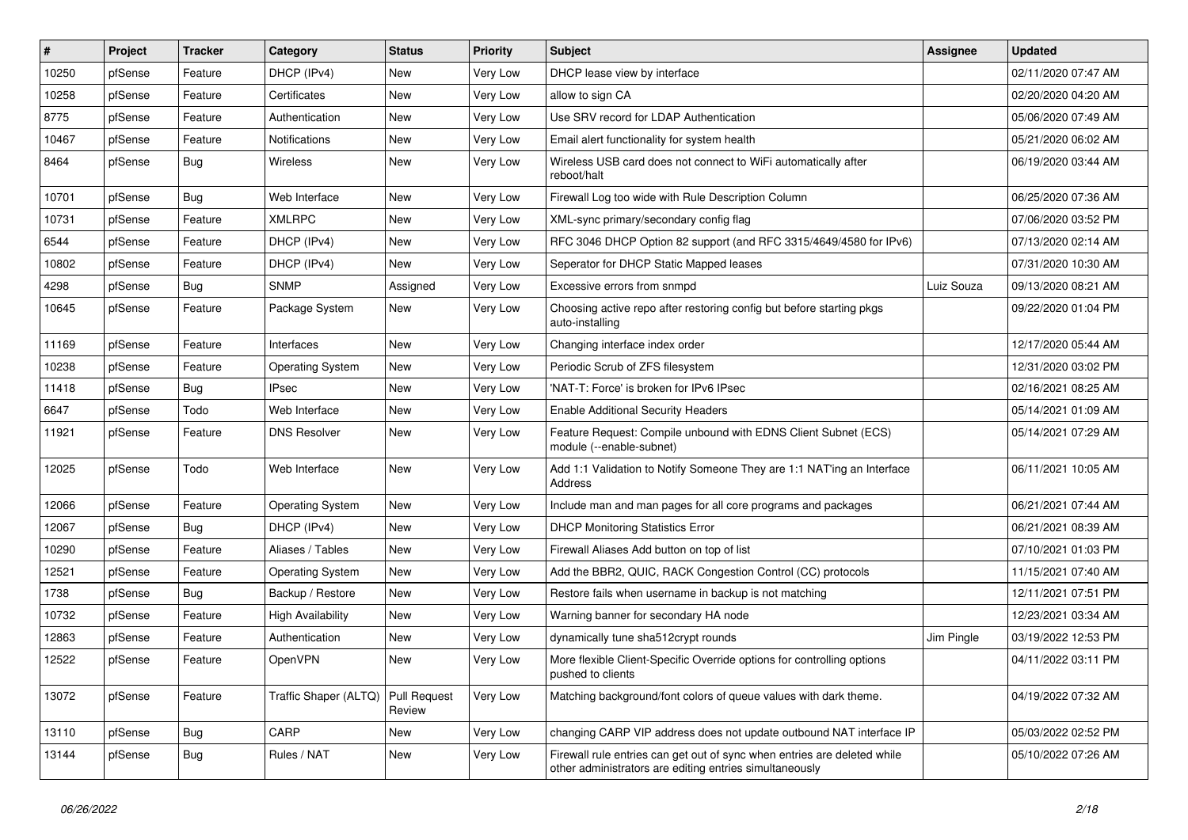| # | Project | Tracker | Category | Status | Priority | Subject | Assignee | Updated |
|---|---|---|---|---|---|---|---|---|
| 10250 | pfSense | Feature | DHCP (IPv4) | New | Very Low | DHCP lease view by interface | | 02/11/2020 07:47 AM |
| 10258 | pfSense | Feature | Certificates | New | Very Low | allow to sign CA | | 02/20/2020 04:20 AM |
| 8775 | pfSense | Feature | Authentication | New | Very Low | Use SRV record for LDAP Authentication | | 05/06/2020 07:49 AM |
| 10467 | pfSense | Feature | Notifications | New | Very Low | Email alert functionality for system health | | 05/21/2020 06:02 AM |
| 8464 | pfSense | Bug | Wireless | New | Very Low | Wireless USB card does not connect to WiFi automatically after reboot/halt | | 06/19/2020 03:44 AM |
| 10701 | pfSense | Bug | Web Interface | New | Very Low | Firewall Log too wide with Rule Description Column | | 06/25/2020 07:36 AM |
| 10731 | pfSense | Feature | XMLRPC | New | Very Low | XML-sync primary/secondary config flag | | 07/06/2020 03:52 PM |
| 6544 | pfSense | Feature | DHCP (IPv4) | New | Very Low | RFC 3046 DHCP Option 82 support (and RFC 3315/4649/4580 for IPv6) | | 07/13/2020 02:14 AM |
| 10802 | pfSense | Feature | DHCP (IPv4) | New | Very Low | Seperator for DHCP Static Mapped leases | | 07/31/2020 10:30 AM |
| 4298 | pfSense | Bug | SNMP | Assigned | Very Low | Excessive errors from snmpd | Luiz Souza | 09/13/2020 08:21 AM |
| 10645 | pfSense | Feature | Package System | New | Very Low | Choosing active repo after restoring config but before starting pkgs auto-installing | | 09/22/2020 01:04 PM |
| 11169 | pfSense | Feature | Interfaces | New | Very Low | Changing interface index order | | 12/17/2020 05:44 AM |
| 10238 | pfSense | Feature | Operating System | New | Very Low | Periodic Scrub of ZFS filesystem | | 12/31/2020 03:02 PM |
| 11418 | pfSense | Bug | IPsec | New | Very Low | 'NAT-T: Force' is broken for IPv6 IPsec | | 02/16/2021 08:25 AM |
| 6647 | pfSense | Todo | Web Interface | New | Very Low | Enable Additional Security Headers | | 05/14/2021 01:09 AM |
| 11921 | pfSense | Feature | DNS Resolver | New | Very Low | Feature Request: Compile unbound with EDNS Client Subnet (ECS) module (--enable-subnet) | | 05/14/2021 07:29 AM |
| 12025 | pfSense | Todo | Web Interface | New | Very Low | Add 1:1 Validation to Notify Someone They are 1:1 NAT'ing an Interface Address | | 06/11/2021 10:05 AM |
| 12066 | pfSense | Feature | Operating System | New | Very Low | Include man and man pages for all core programs and packages | | 06/21/2021 07:44 AM |
| 12067 | pfSense | Bug | DHCP (IPv4) | New | Very Low | DHCP Monitoring Statistics Error | | 06/21/2021 08:39 AM |
| 10290 | pfSense | Feature | Aliases / Tables | New | Very Low | Firewall Aliases Add button on top of list | | 07/10/2021 01:03 PM |
| 12521 | pfSense | Feature | Operating System | New | Very Low | Add the BBR2, QUIC, RACK Congestion Control (CC) protocols | | 11/15/2021 07:40 AM |
| 1738 | pfSense | Bug | Backup / Restore | New | Very Low | Restore fails when username in backup is not matching | | 12/11/2021 07:51 PM |
| 10732 | pfSense | Feature | High Availability | New | Very Low | Warning banner for secondary HA node | | 12/23/2021 03:34 AM |
| 12863 | pfSense | Feature | Authentication | New | Very Low | dynamically tune sha512crypt rounds | Jim Pingle | 03/19/2022 12:53 PM |
| 12522 | pfSense | Feature | OpenVPN | New | Very Low | More flexible Client-Specific Override options for controlling options pushed to clients | | 04/11/2022 03:11 PM |
| 13072 | pfSense | Feature | Traffic Shaper (ALTQ) | Pull Request Review | Very Low | Matching background/font colors of queue values with dark theme. | | 04/19/2022 07:32 AM |
| 13110 | pfSense | Bug | CARP | New | Very Low | changing CARP VIP address does not update outbound NAT interface IP | | 05/03/2022 02:52 PM |
| 13144 | pfSense | Bug | Rules / NAT | New | Very Low | Firewall rule entries can get out of sync when entries are deleted while other administrators are editing entries simultaneously | | 05/10/2022 07:26 AM |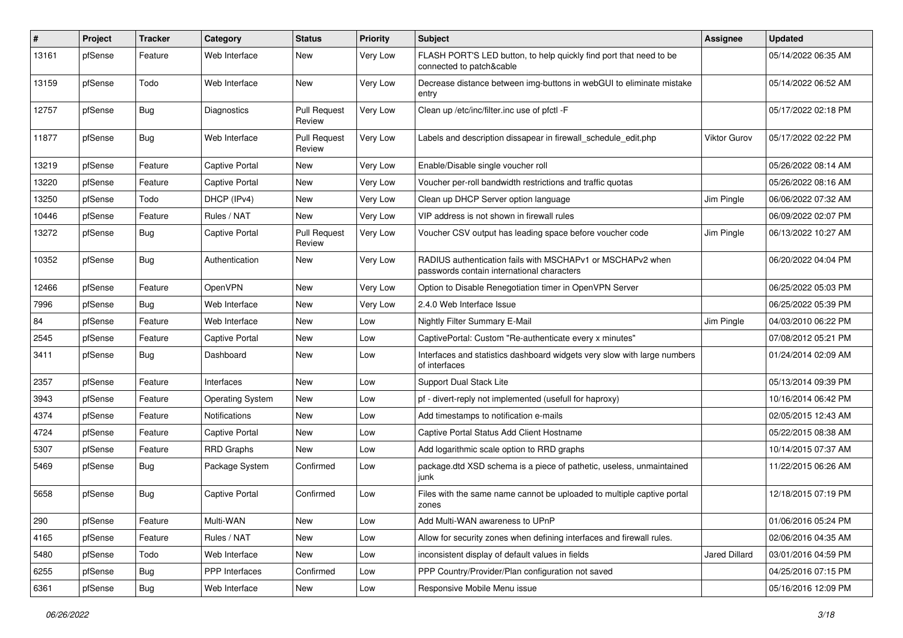| # | Project | Tracker | Category | Status | Priority | Subject | Assignee | Updated |
|---|---|---|---|---|---|---|---|---|
| 13161 | pfSense | Feature | Web Interface | New | Very Low | FLASH PORT'S LED button, to help quickly find port that need to be connected to patch&cable | | 05/14/2022 06:35 AM |
| 13159 | pfSense | Todo | Web Interface | New | Very Low | Decrease distance between img-buttons in webGUI to eliminate mistake entry | | 05/14/2022 06:52 AM |
| 12757 | pfSense | Bug | Diagnostics | Pull Request Review | Very Low | Clean up /etc/inc/filter.inc use of pfctl -F | | 05/17/2022 02:18 PM |
| 11877 | pfSense | Bug | Web Interface | Pull Request Review | Very Low | Labels and description dissapear in firewall_schedule_edit.php | Viktor Gurov | 05/17/2022 02:22 PM |
| 13219 | pfSense | Feature | Captive Portal | New | Very Low | Enable/Disable single voucher roll | | 05/26/2022 08:14 AM |
| 13220 | pfSense | Feature | Captive Portal | New | Very Low | Voucher per-roll bandwidth restrictions and traffic quotas | | 05/26/2022 08:16 AM |
| 13250 | pfSense | Todo | DHCP (IPv4) | New | Very Low | Clean up DHCP Server option language | Jim Pingle | 06/06/2022 07:32 AM |
| 10446 | pfSense | Feature | Rules / NAT | New | Very Low | VIP address is not shown in firewall rules | | 06/09/2022 02:07 PM |
| 13272 | pfSense | Bug | Captive Portal | Pull Request Review | Very Low | Voucher CSV output has leading space before voucher code | Jim Pingle | 06/13/2022 10:27 AM |
| 10352 | pfSense | Bug | Authentication | New | Very Low | RADIUS authentication fails with MSCHAPv1 or MSCHAPv2 when passwords contain international characters | | 06/20/2022 04:04 PM |
| 12466 | pfSense | Feature | OpenVPN | New | Very Low | Option to Disable Renegotiation timer in OpenVPN Server | | 06/25/2022 05:03 PM |
| 7996 | pfSense | Bug | Web Interface | New | Very Low | 2.4.0 Web Interface Issue | | 06/25/2022 05:39 PM |
| 84 | pfSense | Feature | Web Interface | New | Low | Nightly Filter Summary E-Mail | Jim Pingle | 04/03/2010 06:22 PM |
| 2545 | pfSense | Feature | Captive Portal | New | Low | CaptivePortal: Custom "Re-authenticate every x minutes" | | 07/08/2012 05:21 PM |
| 3411 | pfSense | Bug | Dashboard | New | Low | Interfaces and statistics dashboard widgets very slow with large numbers of interfaces | | 01/24/2014 02:09 AM |
| 2357 | pfSense | Feature | Interfaces | New | Low | Support Dual Stack Lite | | 05/13/2014 09:39 PM |
| 3943 | pfSense | Feature | Operating System | New | Low | pf - divert-reply not implemented (usefull for haproxy) | | 10/16/2014 06:42 PM |
| 4374 | pfSense | Feature | Notifications | New | Low | Add timestamps to notification e-mails | | 02/05/2015 12:43 AM |
| 4724 | pfSense | Feature | Captive Portal | New | Low | Captive Portal Status Add Client Hostname | | 05/22/2015 08:38 AM |
| 5307 | pfSense | Feature | RRD Graphs | New | Low | Add logarithmic scale option to RRD graphs | | 10/14/2015 07:37 AM |
| 5469 | pfSense | Bug | Package System | Confirmed | Low | package.dtd XSD schema is a piece of pathetic, useless, unmaintained junk | | 11/22/2015 06:26 AM |
| 5658 | pfSense | Bug | Captive Portal | Confirmed | Low | Files with the same name cannot be uploaded to multiple captive portal zones | | 12/18/2015 07:19 PM |
| 290 | pfSense | Feature | Multi-WAN | New | Low | Add Multi-WAN awareness to UPnP | | 01/06/2016 05:24 PM |
| 4165 | pfSense | Feature | Rules / NAT | New | Low | Allow for security zones when defining interfaces and firewall rules. | | 02/06/2016 04:35 AM |
| 5480 | pfSense | Todo | Web Interface | New | Low | inconsistent display of default values in fields | Jared Dillard | 03/01/2016 04:59 PM |
| 6255 | pfSense | Bug | PPP Interfaces | Confirmed | Low | PPP Country/Provider/Plan configuration not saved | | 04/25/2016 07:15 PM |
| 6361 | pfSense | Bug | Web Interface | New | Low | Responsive Mobile Menu issue | | 05/16/2016 12:09 PM |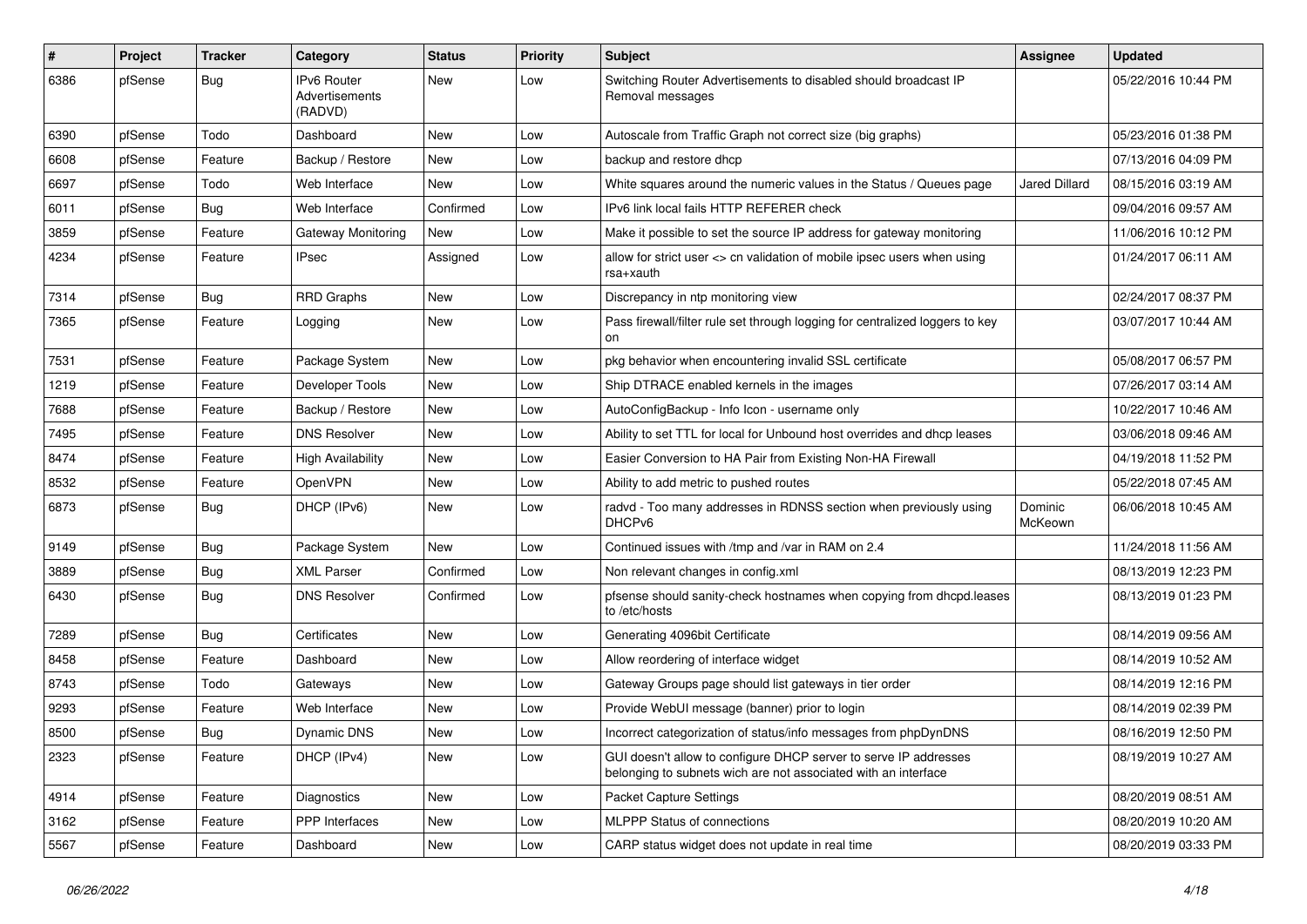| # | Project | Tracker | Category | Status | Priority | Subject | Assignee | Updated |
|---|---|---|---|---|---|---|---|---|
| 6386 | pfSense | Bug | IPv6 Router Advertisements (RADVD) | New | Low | Switching Router Advertisements to disabled should broadcast IP Removal messages | | 05/22/2016 10:44 PM |
| 6390 | pfSense | Todo | Dashboard | New | Low | Autoscale from Traffic Graph not correct size (big graphs) | | 05/23/2016 01:38 PM |
| 6608 | pfSense | Feature | Backup / Restore | New | Low | backup and restore dhcp | | 07/13/2016 04:09 PM |
| 6697 | pfSense | Todo | Web Interface | New | Low | White squares around the numeric values in the Status / Queues page | Jared Dillard | 08/15/2016 03:19 AM |
| 6011 | pfSense | Bug | Web Interface | Confirmed | Low | IPv6 link local fails HTTP REFERER check | | 09/04/2016 09:57 AM |
| 3859 | pfSense | Feature | Gateway Monitoring | New | Low | Make it possible to set the source IP address for gateway monitoring | | 11/06/2016 10:12 PM |
| 4234 | pfSense | Feature | IPsec | Assigned | Low | allow for strict user <> cn validation of mobile ipsec users when using rsa+xauth | | 01/24/2017 06:11 AM |
| 7314 | pfSense | Bug | RRD Graphs | New | Low | Discrepancy in ntp monitoring view | | 02/24/2017 08:37 PM |
| 7365 | pfSense | Feature | Logging | New | Low | Pass firewall/filter rule set through logging for centralized loggers to key on | | 03/07/2017 10:44 AM |
| 7531 | pfSense | Feature | Package System | New | Low | pkg behavior when encountering invalid SSL certificate | | 05/08/2017 06:57 PM |
| 1219 | pfSense | Feature | Developer Tools | New | Low | Ship DTRACE enabled kernels in the images | | 07/26/2017 03:14 AM |
| 7688 | pfSense | Feature | Backup / Restore | New | Low | AutoConfigBackup - Info Icon - username only | | 10/22/2017 10:46 AM |
| 7495 | pfSense | Feature | DNS Resolver | New | Low | Ability to set TTL for local for Unbound host overrides and dhcp leases | | 03/06/2018 09:46 AM |
| 8474 | pfSense | Feature | High Availability | New | Low | Easier Conversion to HA Pair from Existing Non-HA Firewall | | 04/19/2018 11:52 PM |
| 8532 | pfSense | Feature | OpenVPN | New | Low | Ability to add metric to pushed routes | | 05/22/2018 07:45 AM |
| 6873 | pfSense | Bug | DHCP (IPv6) | New | Low | radvd - Too many addresses in RDNSS section when previously using DHCPv6 | Dominic McKeown | 06/06/2018 10:45 AM |
| 9149 | pfSense | Bug | Package System | New | Low | Continued issues with /tmp and /var in RAM on 2.4 | | 11/24/2018 11:56 AM |
| 3889 | pfSense | Bug | XML Parser | Confirmed | Low | Non relevant changes in config.xml | | 08/13/2019 12:23 PM |
| 6430 | pfSense | Bug | DNS Resolver | Confirmed | Low | pfsense should sanity-check hostnames when copying from dhcpd.leases to /etc/hosts | | 08/13/2019 01:23 PM |
| 7289 | pfSense | Bug | Certificates | New | Low | Generating 4096bit Certificate | | 08/14/2019 09:56 AM |
| 8458 | pfSense | Feature | Dashboard | New | Low | Allow reordering of interface widget | | 08/14/2019 10:52 AM |
| 8743 | pfSense | Todo | Gateways | New | Low | Gateway Groups page should list gateways in tier order | | 08/14/2019 12:16 PM |
| 9293 | pfSense | Feature | Web Interface | New | Low | Provide WebUI message (banner) prior to login | | 08/14/2019 02:39 PM |
| 8500 | pfSense | Bug | Dynamic DNS | New | Low | Incorrect categorization of status/info messages from phpDynDNS | | 08/16/2019 12:50 PM |
| 2323 | pfSense | Feature | DHCP (IPv4) | New | Low | GUI doesn't allow to configure DHCP server to serve IP addresses belonging to subnets wich are not associated with an interface | | 08/19/2019 10:27 AM |
| 4914 | pfSense | Feature | Diagnostics | New | Low | Packet Capture Settings | | 08/20/2019 08:51 AM |
| 3162 | pfSense | Feature | PPP Interfaces | New | Low | MLPPP Status of connections | | 08/20/2019 10:20 AM |
| 5567 | pfSense | Feature | Dashboard | New | Low | CARP status widget does not update in real time | | 08/20/2019 03:33 PM |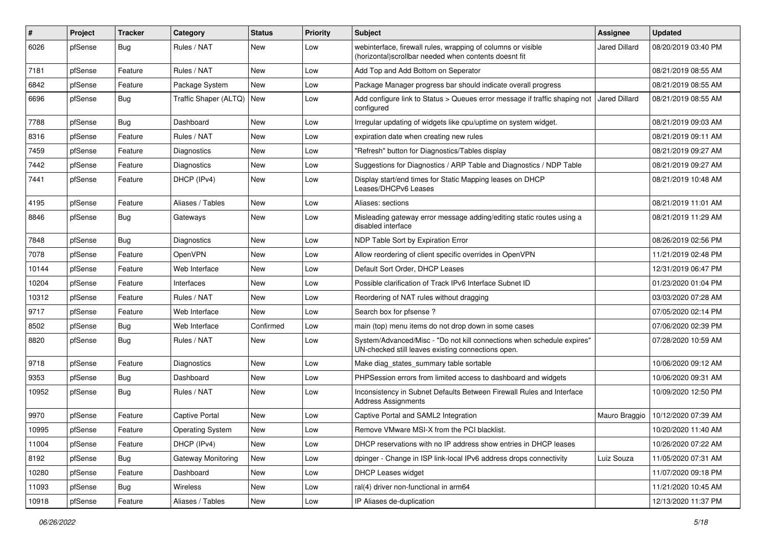| # | Project | Tracker | Category | Status | Priority | Subject | Assignee | Updated |
|---|---|---|---|---|---|---|---|---|
| 6026 | pfSense | Bug | Rules / NAT | New | Low | webinterface, firewall rules, wrapping of columns or visible (horizontal)scrollbar needed when contents doesnt fit | Jared Dillard | 08/20/2019 03:40 PM |
| 7181 | pfSense | Feature | Rules / NAT | New | Low | Add Top and Add Bottom on Seperator | | 08/21/2019 08:55 AM |
| 6842 | pfSense | Feature | Package System | New | Low | Package Manager progress bar should indicate overall progress | | 08/21/2019 08:55 AM |
| 6696 | pfSense | Bug | Traffic Shaper (ALTQ) | New | Low | Add configure link to Status > Queues error message if traffic shaping not configured | Jared Dillard | 08/21/2019 08:55 AM |
| 7788 | pfSense | Bug | Dashboard | New | Low | Irregular updating of widgets like cpu/uptime on system widget. | | 08/21/2019 09:03 AM |
| 8316 | pfSense | Feature | Rules / NAT | New | Low | expiration date when creating new rules | | 08/21/2019 09:11 AM |
| 7459 | pfSense | Feature | Diagnostics | New | Low | "Refresh" button for Diagnostics/Tables display | | 08/21/2019 09:27 AM |
| 7442 | pfSense | Feature | Diagnostics | New | Low | Suggestions for Diagnostics / ARP Table and Diagnostics / NDP Table | | 08/21/2019 09:27 AM |
| 7441 | pfSense | Feature | DHCP (IPv4) | New | Low | Display start/end times for Static Mapping leases on DHCP Leases/DHCPv6 Leases | | 08/21/2019 10:48 AM |
| 4195 | pfSense | Feature | Aliases / Tables | New | Low | Aliases: sections | | 08/21/2019 11:01 AM |
| 8846 | pfSense | Bug | Gateways | New | Low | Misleading gateway error message adding/editing static routes using a disabled interface | | 08/21/2019 11:29 AM |
| 7848 | pfSense | Bug | Diagnostics | New | Low | NDP Table Sort by Expiration Error | | 08/26/2019 02:56 PM |
| 7078 | pfSense | Feature | OpenVPN | New | Low | Allow reordering of client specific overrides in OpenVPN | | 11/21/2019 02:48 PM |
| 10144 | pfSense | Feature | Web Interface | New | Low | Default Sort Order, DHCP Leases | | 12/31/2019 06:47 PM |
| 10204 | pfSense | Feature | Interfaces | New | Low | Possible clarification of Track IPv6 Interface Subnet ID | | 01/23/2020 01:04 PM |
| 10312 | pfSense | Feature | Rules / NAT | New | Low | Reordering of NAT rules without dragging | | 03/03/2020 07:28 AM |
| 9717 | pfSense | Feature | Web Interface | New | Low | Search box for pfsense ? | | 07/05/2020 02:14 PM |
| 8502 | pfSense | Bug | Web Interface | Confirmed | Low | main (top) menu items do not drop down in some cases | | 07/06/2020 02:39 PM |
| 8820 | pfSense | Bug | Rules / NAT | New | Low | System/Advanced/Misc - "Do not kill connections when schedule expires" UN-checked still leaves existing connections open. | | 07/28/2020 10:59 AM |
| 9718 | pfSense | Feature | Diagnostics | New | Low | Make diag_states_summary table sortable | | 10/06/2020 09:12 AM |
| 9353 | pfSense | Bug | Dashboard | New | Low | PHPSession errors from limited access to dashboard and widgets | | 10/06/2020 09:31 AM |
| 10952 | pfSense | Bug | Rules / NAT | New | Low | Inconsistency in Subnet Defaults Between Firewall Rules and Interface Address Assignments | | 10/09/2020 12:50 PM |
| 9970 | pfSense | Feature | Captive Portal | New | Low | Captive Portal and SAML2 Integration | Mauro Braggio | 10/12/2020 07:39 AM |
| 10995 | pfSense | Feature | Operating System | New | Low | Remove VMware MSI-X from the PCI blacklist. | | 10/20/2020 11:40 AM |
| 11004 | pfSense | Feature | DHCP (IPv4) | New | Low | DHCP reservations with no IP address show entries in DHCP leases | | 10/26/2020 07:22 AM |
| 8192 | pfSense | Bug | Gateway Monitoring | New | Low | dpinger - Change in ISP link-local IPv6 address drops connectivity | Luiz Souza | 11/05/2020 07:31 AM |
| 10280 | pfSense | Feature | Dashboard | New | Low | DHCP Leases widget | | 11/07/2020 09:18 PM |
| 11093 | pfSense | Bug | Wireless | New | Low | ral(4) driver non-functional in arm64 | | 11/21/2020 10:45 AM |
| 10918 | pfSense | Feature | Aliases / Tables | New | Low | IP Aliases de-duplication | | 12/13/2020 11:37 PM |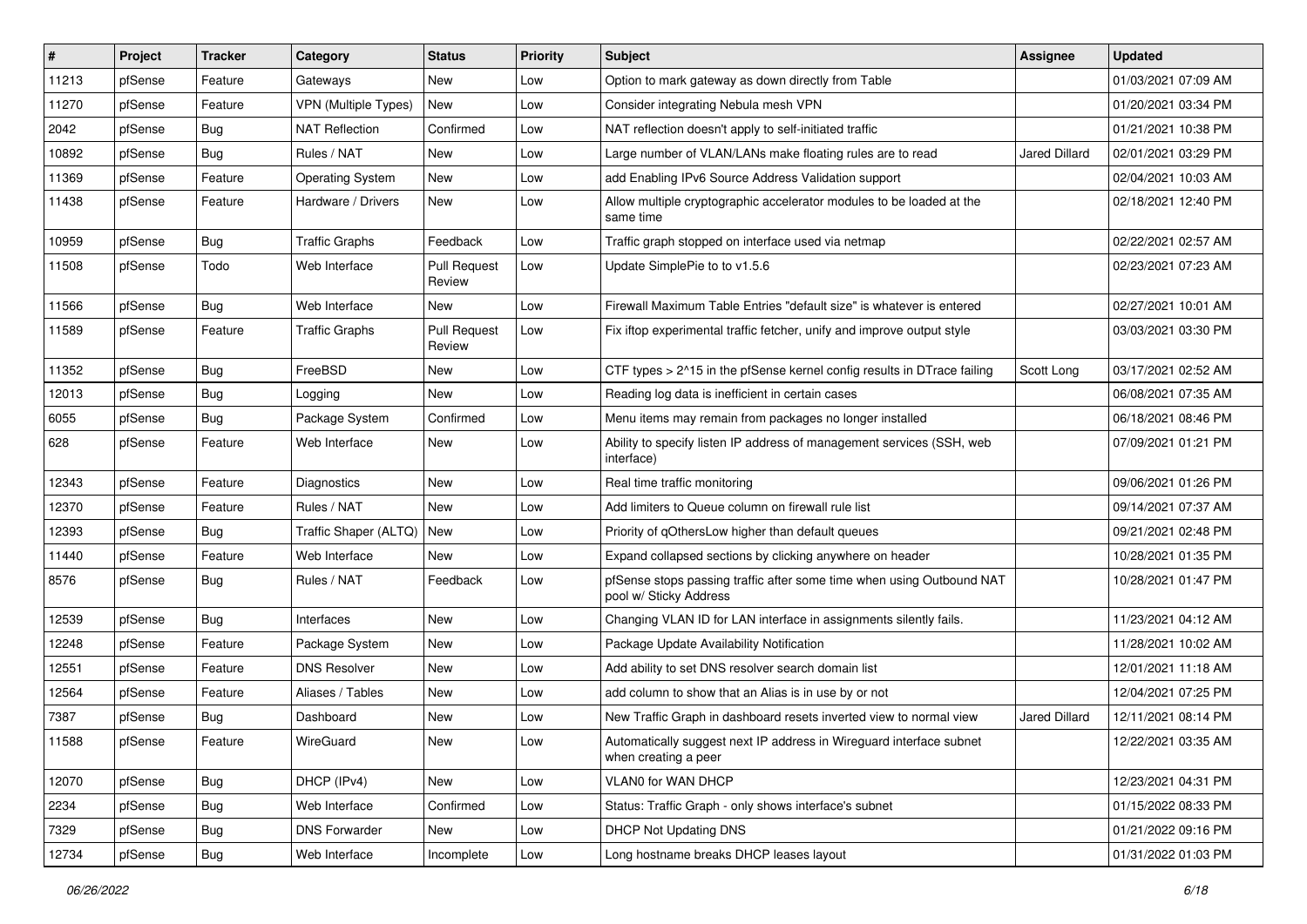| # | Project | Tracker | Category | Status | Priority | Subject | Assignee | Updated |
|---|---|---|---|---|---|---|---|---|
| 11213 | pfSense | Feature | Gateways | New | Low | Option to mark gateway as down directly from Table | | 01/03/2021 07:09 AM |
| 11270 | pfSense | Feature | VPN (Multiple Types) | New | Low | Consider integrating Nebula mesh VPN | | 01/20/2021 03:34 PM |
| 2042 | pfSense | Bug | NAT Reflection | Confirmed | Low | NAT reflection doesn't apply to self-initiated traffic | | 01/21/2021 10:38 PM |
| 10892 | pfSense | Bug | Rules / NAT | New | Low | Large number of VLAN/LANs make floating rules are to read | Jared Dillard | 02/01/2021 03:29 PM |
| 11369 | pfSense | Feature | Operating System | New | Low | add Enabling IPv6 Source Address Validation support | | 02/04/2021 10:03 AM |
| 11438 | pfSense | Feature | Hardware / Drivers | New | Low | Allow multiple cryptographic accelerator modules to be loaded at the same time | | 02/18/2021 12:40 PM |
| 10959 | pfSense | Bug | Traffic Graphs | Feedback | Low | Traffic graph stopped on interface used via netmap | | 02/22/2021 02:57 AM |
| 11508 | pfSense | Todo | Web Interface | Pull Request Review | Low | Update SimplePie to to v1.5.6 | | 02/23/2021 07:23 AM |
| 11566 | pfSense | Bug | Web Interface | New | Low | Firewall Maximum Table Entries "default size" is whatever is entered | | 02/27/2021 10:01 AM |
| 11589 | pfSense | Feature | Traffic Graphs | Pull Request Review | Low | Fix iftop experimental traffic fetcher, unify and improve output style | | 03/03/2021 03:30 PM |
| 11352 | pfSense | Bug | FreeBSD | New | Low | CTF types > 2^15 in the pfSense kernel config results in DTrace failing | Scott Long | 03/17/2021 02:52 AM |
| 12013 | pfSense | Bug | Logging | New | Low | Reading log data is inefficient in certain cases | | 06/08/2021 07:35 AM |
| 6055 | pfSense | Bug | Package System | Confirmed | Low | Menu items may remain from packages no longer installed | | 06/18/2021 08:46 PM |
| 628 | pfSense | Feature | Web Interface | New | Low | Ability to specify listen IP address of management services (SSH, web interface) | | 07/09/2021 01:21 PM |
| 12343 | pfSense | Feature | Diagnostics | New | Low | Real time traffic monitoring | | 09/06/2021 01:26 PM |
| 12370 | pfSense | Feature | Rules / NAT | New | Low | Add limiters to Queue column on firewall rule list | | 09/14/2021 07:37 AM |
| 12393 | pfSense | Bug | Traffic Shaper (ALTQ) | New | Low | Priority of qOthersLow higher than default queues | | 09/21/2021 02:48 PM |
| 11440 | pfSense | Feature | Web Interface | New | Low | Expand collapsed sections by clicking anywhere on header | | 10/28/2021 01:35 PM |
| 8576 | pfSense | Bug | Rules / NAT | Feedback | Low | pfSense stops passing traffic after some time when using Outbound NAT pool w/ Sticky Address | | 10/28/2021 01:47 PM |
| 12539 | pfSense | Bug | Interfaces | New | Low | Changing VLAN ID for LAN interface in assignments silently fails. | | 11/23/2021 04:12 AM |
| 12248 | pfSense | Feature | Package System | New | Low | Package Update Availability Notification | | 11/28/2021 10:02 AM |
| 12551 | pfSense | Feature | DNS Resolver | New | Low | Add ability to set DNS resolver search domain list | | 12/01/2021 11:18 AM |
| 12564 | pfSense | Feature | Aliases / Tables | New | Low | add column to show that an Alias is in use by or not | | 12/04/2021 07:25 PM |
| 7387 | pfSense | Bug | Dashboard | New | Low | New Traffic Graph in dashboard resets inverted view to normal view | Jared Dillard | 12/11/2021 08:14 PM |
| 11588 | pfSense | Feature | WireGuard | New | Low | Automatically suggest next IP address in Wireguard interface subnet when creating a peer | | 12/22/2021 03:35 AM |
| 12070 | pfSense | Bug | DHCP (IPv4) | New | Low | VLAN0 for WAN DHCP | | 12/23/2021 04:31 PM |
| 2234 | pfSense | Bug | Web Interface | Confirmed | Low | Status: Traffic Graph - only shows interface's subnet | | 01/15/2022 08:33 PM |
| 7329 | pfSense | Bug | DNS Forwarder | New | Low | DHCP Not Updating DNS | | 01/21/2022 09:16 PM |
| 12734 | pfSense | Bug | Web Interface | Incomplete | Low | Long hostname breaks DHCP leases layout | | 01/31/2022 01:03 PM |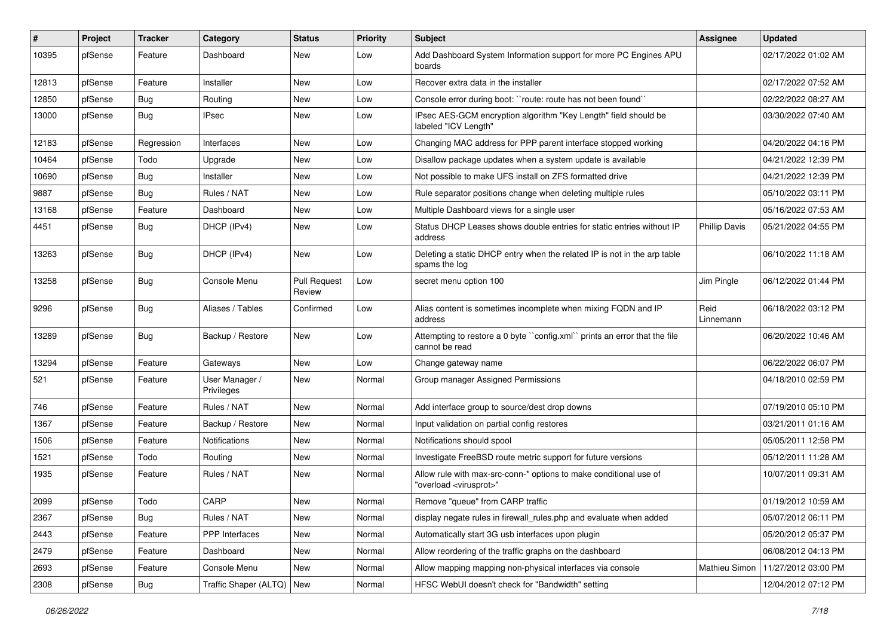| # | Project | Tracker | Category | Status | Priority | Subject | Assignee | Updated |
|---|---|---|---|---|---|---|---|---|
| 10395 | pfSense | Feature | Dashboard | New | Low | Add Dashboard System Information support for more PC Engines APU boards | | 02/17/2022 01:02 AM |
| 12813 | pfSense | Feature | Installer | New | Low | Recover extra data in the installer | | 02/17/2022 07:52 AM |
| 12850 | pfSense | Bug | Routing | New | Low | Console error during boot: ``route: route has not been found`` | | 02/22/2022 08:27 AM |
| 13000 | pfSense | Bug | IPsec | New | Low | IPsec AES-GCM encryption algorithm "Key Length" field should be labeled "ICV Length" | | 03/30/2022 07:40 AM |
| 12183 | pfSense | Regression | Interfaces | New | Low | Changing MAC address for PPP parent interface stopped working | | 04/20/2022 04:16 PM |
| 10464 | pfSense | Todo | Upgrade | New | Low | Disallow package updates when a system update is available | | 04/21/2022 12:39 PM |
| 10690 | pfSense | Bug | Installer | New | Low | Not possible to make UFS install on ZFS formatted drive | | 04/21/2022 12:39 PM |
| 9887 | pfSense | Bug | Rules / NAT | New | Low | Rule separator positions change when deleting multiple rules | | 05/10/2022 03:11 PM |
| 13168 | pfSense | Feature | Dashboard | New | Low | Multiple Dashboard views for a single user | | 05/16/2022 07:53 AM |
| 4451 | pfSense | Bug | DHCP (IPv4) | New | Low | Status DHCP Leases shows double entries for static entries without IP address | Phillip Davis | 05/21/2022 04:55 PM |
| 13263 | pfSense | Bug | DHCP (IPv4) | New | Low | Deleting a static DHCP entry when the related IP is not in the arp table spams the log | | 06/10/2022 11:18 AM |
| 13258 | pfSense | Bug | Console Menu | Pull Request Review | Low | secret menu option 100 | Jim Pingle | 06/12/2022 01:44 PM |
| 9296 | pfSense | Bug | Aliases / Tables | Confirmed | Low | Alias content is sometimes incomplete when mixing FQDN and IP address | Reid Linnemann | 06/18/2022 03:12 PM |
| 13289 | pfSense | Bug | Backup / Restore | New | Low | Attempting to restore a 0 byte ``config.xml`` prints an error that the file cannot be read | | 06/20/2022 10:46 AM |
| 13294 | pfSense | Feature | Gateways | New | Low | Change gateway name | | 06/22/2022 06:07 PM |
| 521 | pfSense | Feature | User Manager / Privileges | New | Normal | Group manager Assigned Permissions | | 04/18/2010 02:59 PM |
| 746 | pfSense | Feature | Rules / NAT | New | Normal | Add interface group to source/dest drop downs | | 07/19/2010 05:10 PM |
| 1367 | pfSense | Feature | Backup / Restore | New | Normal | Input validation on partial config restores | | 03/21/2011 01:16 AM |
| 1506 | pfSense | Feature | Notifications | New | Normal | Notifications should spool | | 05/05/2011 12:58 PM |
| 1521 | pfSense | Todo | Routing | New | Normal | Investigate FreeBSD route metric support for future versions | | 05/12/2011 11:28 AM |
| 1935 | pfSense | Feature | Rules / NAT | New | Normal | Allow rule with max-src-conn-* options to make conditional use of "overload <virusprot>" | | 10/07/2011 09:31 AM |
| 2099 | pfSense | Todo | CARP | New | Normal | Remove "queue" from CARP traffic | | 01/19/2012 10:59 AM |
| 2367 | pfSense | Bug | Rules / NAT | New | Normal | display negate rules in firewall_rules.php and evaluate when added | | 05/07/2012 06:11 PM |
| 2443 | pfSense | Feature | PPP Interfaces | New | Normal | Automatically start 3G usb interfaces upon plugin | | 05/20/2012 05:37 PM |
| 2479 | pfSense | Feature | Dashboard | New | Normal | Allow reordering of the traffic graphs on the dashboard | | 06/08/2012 04:13 PM |
| 2693 | pfSense | Feature | Console Menu | New | Normal | Allow mapping mapping non-physical interfaces via console | Mathieu Simon | 11/27/2012 03:00 PM |
| 2308 | pfSense | Bug | Traffic Shaper (ALTQ) | New | Normal | HFSC WebUI doesn't check for "Bandwidth" setting | | 12/04/2012 07:12 PM |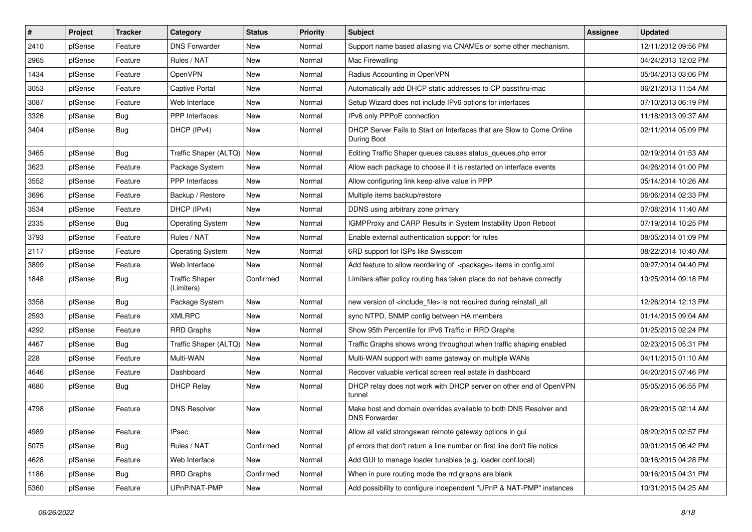| # | Project | Tracker | Category | Status | Priority | Subject | Assignee | Updated |
|---|---|---|---|---|---|---|---|---|
| 2410 | pfSense | Feature | DNS Forwarder | New | Normal | Support name based aliasing via CNAMEs or some other mechanism. | | 12/11/2012 09:56 PM |
| 2965 | pfSense | Feature | Rules / NAT | New | Normal | Mac Firewalling | | 04/24/2013 12:02 PM |
| 1434 | pfSense | Feature | OpenVPN | New | Normal | Radius Accounting in OpenVPN | | 05/04/2013 03:06 PM |
| 3053 | pfSense | Feature | Captive Portal | New | Normal | Automatically add DHCP static addresses to CP passthru-mac | | 06/21/2013 11:54 AM |
| 3087 | pfSense | Feature | Web Interface | New | Normal | Setup Wizard does not include IPv6 options for interfaces | | 07/10/2013 06:19 PM |
| 3326 | pfSense | Bug | PPP Interfaces | New | Normal | IPv6 only PPPoE connection | | 11/18/2013 09:37 AM |
| 3404 | pfSense | Bug | DHCP (IPv4) | New | Normal | DHCP Server Fails to Start on Interfaces that are Slow to Come Online During Boot | | 02/11/2014 05:09 PM |
| 3465 | pfSense | Bug | Traffic Shaper (ALTQ) | New | Normal | Editing Traffic Shaper queues causes status_queues.php error | | 02/19/2014 01:53 AM |
| 3623 | pfSense | Feature | Package System | New | Normal | Allow each package to choose if it is restarted on interface events | | 04/26/2014 01:00 PM |
| 3552 | pfSense | Feature | PPP Interfaces | New | Normal | Allow configuring link keep-alive value in PPP | | 05/14/2014 10:26 AM |
| 3696 | pfSense | Feature | Backup / Restore | New | Normal | Multiple items backup/restore | | 06/06/2014 02:33 PM |
| 3534 | pfSense | Feature | DHCP (IPv4) | New | Normal | DDNS using arbitrary zone primary | | 07/08/2014 11:40 AM |
| 2335 | pfSense | Bug | Operating System | New | Normal | IGMPProxy and CARP Results in System Instability Upon Reboot | | 07/19/2014 10:25 PM |
| 3793 | pfSense | Feature | Rules / NAT | New | Normal | Enable external authentication support for rules | | 08/05/2014 01:09 PM |
| 2117 | pfSense | Feature | Operating System | New | Normal | 6RD support for ISPs like Swisscom | | 08/22/2014 10:40 AM |
| 3899 | pfSense | Feature | Web Interface | New | Normal | Add feature to allow reordering of <package> items in config.xml | | 09/27/2014 04:40 PM |
| 1848 | pfSense | Bug | Traffic Shaper (Limiters) | Confirmed | Normal | Limiters after policy routing has taken place do not behave correctly | | 10/25/2014 09:18 PM |
| 3358 | pfSense | Bug | Package System | New | Normal | new version of <include_file> is not required during reinstall_all | | 12/26/2014 12:13 PM |
| 2593 | pfSense | Feature | XMLRPC | New | Normal | sync NTPD, SNMP config between HA members | | 01/14/2015 09:04 AM |
| 4292 | pfSense | Feature | RRD Graphs | New | Normal | Show 95th Percentile for IPv6 Traffic in RRD Graphs | | 01/25/2015 02:24 PM |
| 4467 | pfSense | Bug | Traffic Shaper (ALTQ) | New | Normal | Traffic Graphs shows wrong throughput when traffic shaping enabled | | 02/23/2015 05:31 PM |
| 228 | pfSense | Feature | Multi-WAN | New | Normal | Multi-WAN support with same gateway on multiple WANs | | 04/11/2015 01:10 AM |
| 4646 | pfSense | Feature | Dashboard | New | Normal | Recover valuable vertical screen real estate in dashboard | | 04/20/2015 07:46 PM |
| 4680 | pfSense | Bug | DHCP Relay | New | Normal | DHCP relay does not work with DHCP server on other end of OpenVPN tunnel | | 05/05/2015 06:55 PM |
| 4798 | pfSense | Feature | DNS Resolver | New | Normal | Make host and domain overrides available to both DNS Resolver and DNS Forwarder | | 06/29/2015 02:14 AM |
| 4989 | pfSense | Feature | IPsec | New | Normal | Allow all valid strongswan remote gateway options in gui | | 08/20/2015 02:57 PM |
| 5075 | pfSense | Bug | Rules / NAT | Confirmed | Normal | pf errors that don't return a line number on first line don't file notice | | 09/01/2015 06:42 PM |
| 4628 | pfSense | Feature | Web Interface | New | Normal | Add GUI to manage loader tunables (e.g. loader.conf.local) | | 09/16/2015 04:28 PM |
| 1186 | pfSense | Bug | RRD Graphs | Confirmed | Normal | When in pure routing mode the rrd graphs are blank | | 09/16/2015 04:31 PM |
| 5360 | pfSense | Feature | UPnP/NAT-PMP | New | Normal | Add possibility to configure independent "UPnP & NAT-PMP" instances | | 10/31/2015 04:25 AM |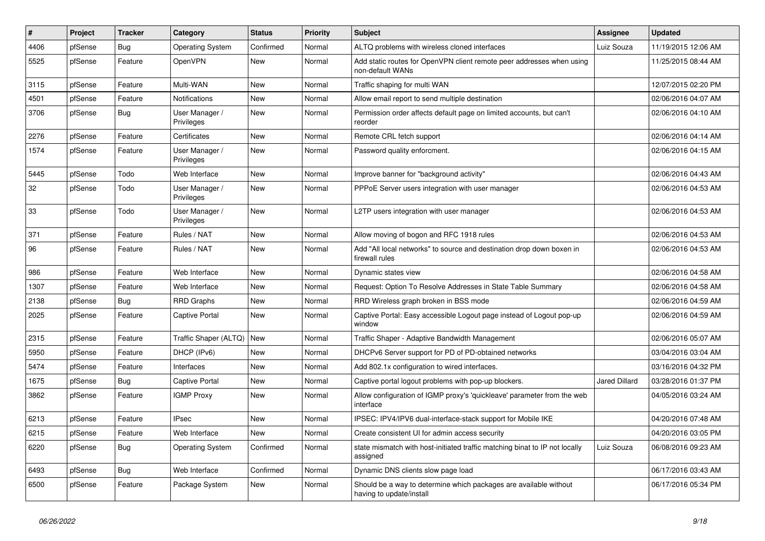| # | Project | Tracker | Category | Status | Priority | Subject | Assignee | Updated |
|---|---|---|---|---|---|---|---|---|
| 4406 | pfSense | Bug | Operating System | Confirmed | Normal | ALTQ problems with wireless cloned interfaces | Luiz Souza | 11/19/2015 12:06 AM |
| 5525 | pfSense | Feature | OpenVPN | New | Normal | Add static routes for OpenVPN client remote peer addresses when using non-default WANs | | 11/25/2015 08:44 AM |
| 3115 | pfSense | Feature | Multi-WAN | New | Normal | Traffic shaping for multi WAN | | 12/07/2015 02:20 PM |
| 4501 | pfSense | Feature | Notifications | New | Normal | Allow email report to send multiple destination | | 02/06/2016 04:07 AM |
| 3706 | pfSense | Bug | User Manager / Privileges | New | Normal | Permission order affects default page on limited accounts, but can't reorder | | 02/06/2016 04:10 AM |
| 2276 | pfSense | Feature | Certificates | New | Normal | Remote CRL fetch support | | 02/06/2016 04:14 AM |
| 1574 | pfSense | Feature | User Manager / Privileges | New | Normal | Password quality enforcment. | | 02/06/2016 04:15 AM |
| 5445 | pfSense | Todo | Web Interface | New | Normal | Improve banner for "background activity" | | 02/06/2016 04:43 AM |
| 32 | pfSense | Todo | User Manager / Privileges | New | Normal | PPPoE Server users integration with user manager | | 02/06/2016 04:53 AM |
| 33 | pfSense | Todo | User Manager / Privileges | New | Normal | L2TP users integration with user manager | | 02/06/2016 04:53 AM |
| 371 | pfSense | Feature | Rules / NAT | New | Normal | Allow moving of bogon and RFC 1918 rules | | 02/06/2016 04:53 AM |
| 96 | pfSense | Feature | Rules / NAT | New | Normal | Add "All local networks" to source and destination drop down boxen in firewall rules | | 02/06/2016 04:53 AM |
| 986 | pfSense | Feature | Web Interface | New | Normal | Dynamic states view | | 02/06/2016 04:58 AM |
| 1307 | pfSense | Feature | Web Interface | New | Normal | Request: Option To Resolve Addresses in State Table Summary | | 02/06/2016 04:58 AM |
| 2138 | pfSense | Bug | RRD Graphs | New | Normal | RRD Wireless graph broken in BSS mode | | 02/06/2016 04:59 AM |
| 2025 | pfSense | Feature | Captive Portal | New | Normal | Captive Portal: Easy accessible Logout page instead of Logout pop-up window | | 02/06/2016 04:59 AM |
| 2315 | pfSense | Feature | Traffic Shaper (ALTQ) | New | Normal | Traffic Shaper - Adaptive Bandwidth Management | | 02/06/2016 05:07 AM |
| 5950 | pfSense | Feature | DHCP (IPv6) | New | Normal | DHCPv6 Server support for PD of PD-obtained networks | | 03/04/2016 03:04 AM |
| 5474 | pfSense | Feature | Interfaces | New | Normal | Add 802.1x configuration to wired interfaces. | | 03/16/2016 04:32 PM |
| 1675 | pfSense | Bug | Captive Portal | New | Normal | Captive portal logout problems with pop-up blockers. | Jared Dillard | 03/28/2016 01:37 PM |
| 3862 | pfSense | Feature | IGMP Proxy | New | Normal | Allow configuration of IGMP proxy's 'quickleave' parameter from the web interface | | 04/05/2016 03:24 AM |
| 6213 | pfSense | Feature | IPsec | New | Normal | IPSEC: IPV4/IPV6 dual-interface-stack support for Mobile IKE | | 04/20/2016 07:48 AM |
| 6215 | pfSense | Feature | Web Interface | New | Normal | Create consistent UI for admin access security | | 04/20/2016 03:05 PM |
| 6220 | pfSense | Bug | Operating System | Confirmed | Normal | state mismatch with host-initiated traffic matching binat to IP not locally assigned | Luiz Souza | 06/08/2016 09:23 AM |
| 6493 | pfSense | Bug | Web Interface | Confirmed | Normal | Dynamic DNS clients slow page load | | 06/17/2016 03:43 AM |
| 6500 | pfSense | Feature | Package System | New | Normal | Should be a way to determine which packages are available without having to update/install | | 06/17/2016 05:34 PM |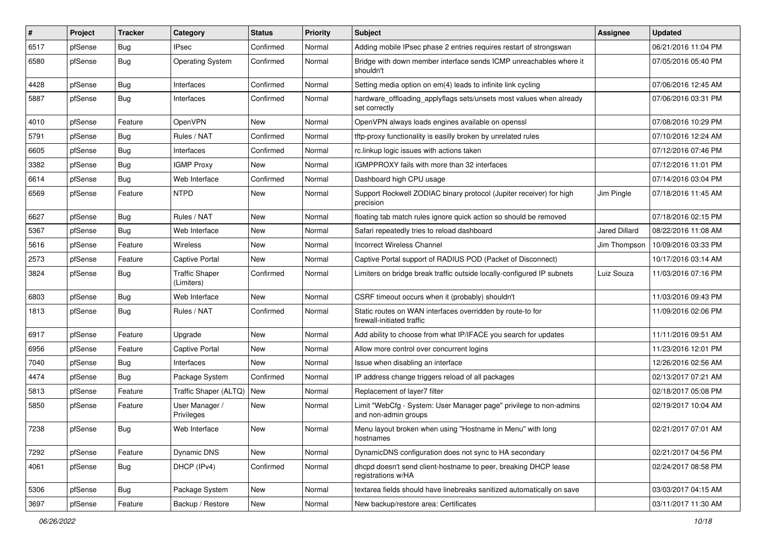| # | Project | Tracker | Category | Status | Priority | Subject | Assignee | Updated |
|---|---|---|---|---|---|---|---|---|
| 6517 | pfSense | Bug | IPsec | Confirmed | Normal | Adding mobile IPsec phase 2 entries requires restart of strongswan | | 06/21/2016 11:04 PM |
| 6580 | pfSense | Bug | Operating System | Confirmed | Normal | Bridge with down member interface sends ICMP unreachables where it shouldn't | | 07/05/2016 05:40 PM |
| 4428 | pfSense | Bug | Interfaces | Confirmed | Normal | Setting media option on em(4) leads to infinite link cycling | | 07/06/2016 12:45 AM |
| 5887 | pfSense | Bug | Interfaces | Confirmed | Normal | hardware_offloading_applyflags sets/unsets most values when already set correctly | | 07/06/2016 03:31 PM |
| 4010 | pfSense | Feature | OpenVPN | New | Normal | OpenVPN always loads engines available on openssl | | 07/08/2016 10:29 PM |
| 5791 | pfSense | Bug | Rules / NAT | Confirmed | Normal | tftp-proxy functionality is easilly broken by unrelated rules | | 07/10/2016 12:24 AM |
| 6605 | pfSense | Bug | Interfaces | Confirmed | Normal | rc.linkup logic issues with actions taken | | 07/12/2016 07:46 PM |
| 3382 | pfSense | Bug | IGMP Proxy | New | Normal | IGMPPROXY fails with more than 32 interfaces | | 07/12/2016 11:01 PM |
| 6614 | pfSense | Bug | Web Interface | Confirmed | Normal | Dashboard high CPU usage | | 07/14/2016 03:04 PM |
| 6569 | pfSense | Feature | NTPD | New | Normal | Support Rockwell ZODIAC binary protocol (Jupiter receiver) for high precision | Jim Pingle | 07/18/2016 11:45 AM |
| 6627 | pfSense | Bug | Rules / NAT | New | Normal | floating tab match rules ignore quick action so should be removed | | 07/18/2016 02:15 PM |
| 5367 | pfSense | Bug | Web Interface | New | Normal | Safari repeatedly tries to reload dashboard | Jared Dillard | 08/22/2016 11:08 AM |
| 5616 | pfSense | Feature | Wireless | New | Normal | Incorrect Wireless Channel | Jim Thompson | 10/09/2016 03:33 PM |
| 2573 | pfSense | Feature | Captive Portal | New | Normal | Captive Portal support of RADIUS POD (Packet of Disconnect) | | 10/17/2016 03:14 AM |
| 3824 | pfSense | Bug | Traffic Shaper (Limiters) | Confirmed | Normal | Limiters on bridge break traffic outside locally-configured IP subnets | Luiz Souza | 11/03/2016 07:16 PM |
| 6803 | pfSense | Bug | Web Interface | New | Normal | CSRF timeout occurs when it (probably) shouldn't | | 11/03/2016 09:43 PM |
| 1813 | pfSense | Bug | Rules / NAT | Confirmed | Normal | Static routes on WAN interfaces overridden by route-to for firewall-initiated traffic | | 11/09/2016 02:06 PM |
| 6917 | pfSense | Feature | Upgrade | New | Normal | Add ability to choose from what IP/IFACE you search for updates | | 11/11/2016 09:51 AM |
| 6956 | pfSense | Feature | Captive Portal | New | Normal | Allow more control over concurrent logins | | 11/23/2016 12:01 PM |
| 7040 | pfSense | Bug | Interfaces | New | Normal | Issue when disabling an interface | | 12/26/2016 02:56 AM |
| 4474 | pfSense | Bug | Package System | Confirmed | Normal | IP address change triggers reload of all packages | | 02/13/2017 07:21 AM |
| 5813 | pfSense | Feature | Traffic Shaper (ALTQ) | New | Normal | Replacement of layer7 filter | | 02/18/2017 05:08 PM |
| 5850 | pfSense | Feature | User Manager / Privileges | New | Normal | Limit "WebCfg - System: User Manager page" privilege to non-admins and non-admin groups | | 02/19/2017 10:04 AM |
| 7238 | pfSense | Bug | Web Interface | New | Normal | Menu layout broken when using "Hostname in Menu" with long hostnames | | 02/21/2017 07:01 AM |
| 7292 | pfSense | Feature | Dynamic DNS | New | Normal | DynamicDNS configuration does not sync to HA secondary | | 02/21/2017 04:56 PM |
| 4061 | pfSense | Bug | DHCP (IPv4) | Confirmed | Normal | dhcpd doesn't send client-hostname to peer, breaking DHCP lease registrations w/HA | | 02/24/2017 08:58 PM |
| 5306 | pfSense | Bug | Package System | New | Normal | textarea fields should have linebreaks sanitized automatically on save | | 03/03/2017 04:15 AM |
| 3697 | pfSense | Feature | Backup / Restore | New | Normal | New backup/restore area: Certificates | | 03/11/2017 11:30 AM |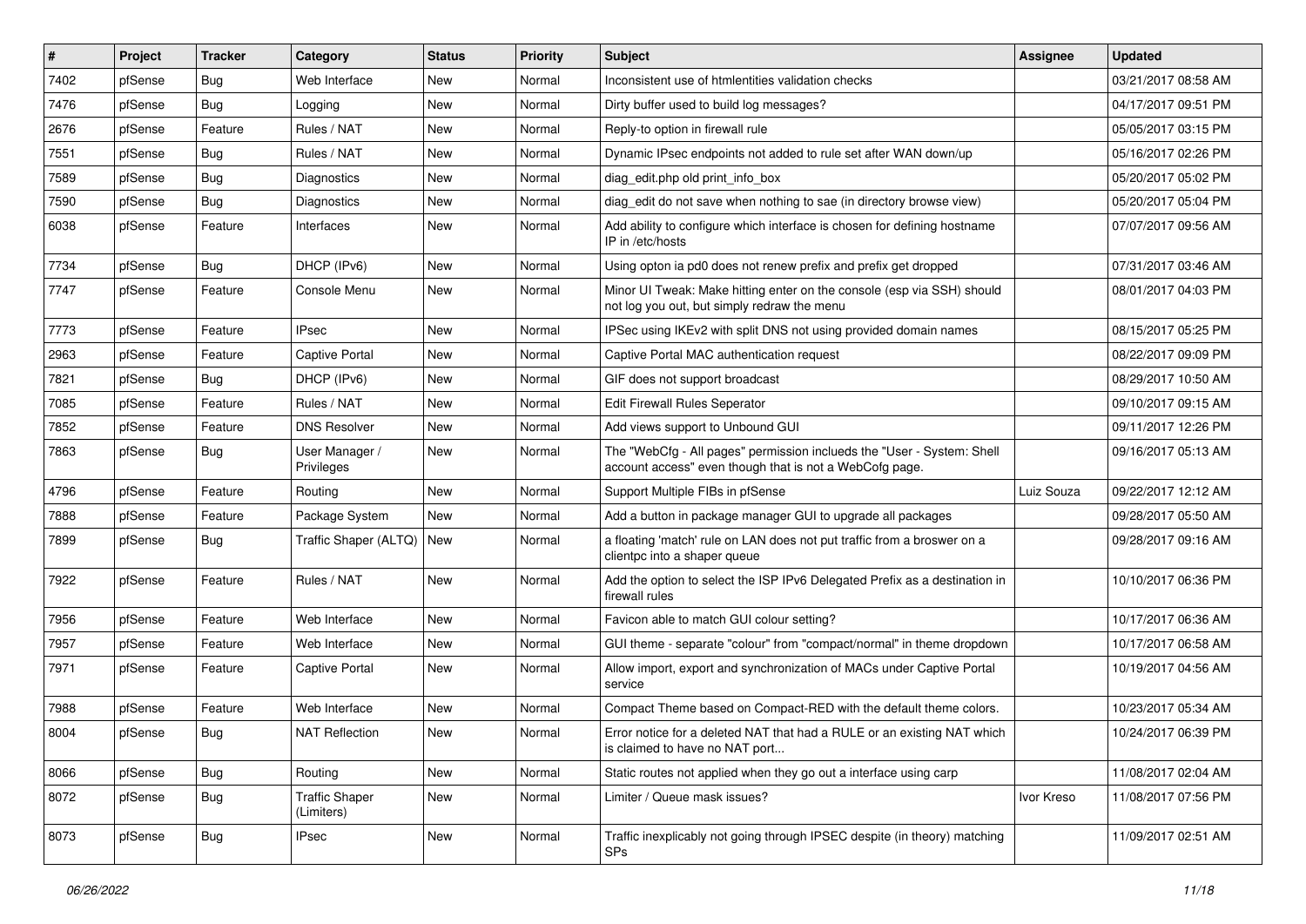| # | Project | Tracker | Category | Status | Priority | Subject | Assignee | Updated |
|---|---|---|---|---|---|---|---|---|
| 7402 | pfSense | Bug | Web Interface | New | Normal | Inconsistent use of htmlentities validation checks | | 03/21/2017 08:58 AM |
| 7476 | pfSense | Bug | Logging | New | Normal | Dirty buffer used to build log messages? | | 04/17/2017 09:51 PM |
| 2676 | pfSense | Feature | Rules / NAT | New | Normal | Reply-to option in firewall rule | | 05/05/2017 03:15 PM |
| 7551 | pfSense | Bug | Rules / NAT | New | Normal | Dynamic IPsec endpoints not added to rule set after WAN down/up | | 05/16/2017 02:26 PM |
| 7589 | pfSense | Bug | Diagnostics | New | Normal | diag_edit.php old print_info_box | | 05/20/2017 05:02 PM |
| 7590 | pfSense | Bug | Diagnostics | New | Normal | diag_edit do not save when nothing to sae (in directory browse view) | | 05/20/2017 05:04 PM |
| 6038 | pfSense | Feature | Interfaces | New | Normal | Add ability to configure which interface is chosen for defining hostname IP in /etc/hosts | | 07/07/2017 09:56 AM |
| 7734 | pfSense | Bug | DHCP (IPv6) | New | Normal | Using opton ia pd0 does not renew prefix and prefix get dropped | | 07/31/2017 03:46 AM |
| 7747 | pfSense | Feature | Console Menu | New | Normal | Minor UI Tweak: Make hitting enter on the console (esp via SSH) should not log you out, but simply redraw the menu | | 08/01/2017 04:03 PM |
| 7773 | pfSense | Feature | IPsec | New | Normal | IPSec using IKEv2 with split DNS not using provided domain names | | 08/15/2017 05:25 PM |
| 2963 | pfSense | Feature | Captive Portal | New | Normal | Captive Portal MAC authentication request | | 08/22/2017 09:09 PM |
| 7821 | pfSense | Bug | DHCP (IPv6) | New | Normal | GIF does not support broadcast | | 08/29/2017 10:50 AM |
| 7085 | pfSense | Feature | Rules / NAT | New | Normal | Edit Firewall Rules Seperator | | 09/10/2017 09:15 AM |
| 7852 | pfSense | Feature | DNS Resolver | New | Normal | Add views support to Unbound GUI | | 09/11/2017 12:26 PM |
| 7863 | pfSense | Bug | User Manager / Privileges | New | Normal | The "WebCfg - All pages" permission inclueds the "User - System: Shell account access" even though that is not a WebCofg page. | | 09/16/2017 05:13 AM |
| 4796 | pfSense | Feature | Routing | New | Normal | Support Multiple FIBs in pfSense | Luiz Souza | 09/22/2017 12:12 AM |
| 7888 | pfSense | Feature | Package System | New | Normal | Add a button in package manager GUI to upgrade all packages | | 09/28/2017 05:50 AM |
| 7899 | pfSense | Bug | Traffic Shaper (ALTQ) | New | Normal | a floating 'match' rule on LAN does not put traffic from a broswer on a clientpc into a shaper queue | | 09/28/2017 09:16 AM |
| 7922 | pfSense | Feature | Rules / NAT | New | Normal | Add the option to select the ISP IPv6 Delegated Prefix as a destination in firewall rules | | 10/10/2017 06:36 PM |
| 7956 | pfSense | Feature | Web Interface | New | Normal | Favicon able to match GUI colour setting? | | 10/17/2017 06:36 AM |
| 7957 | pfSense | Feature | Web Interface | New | Normal | GUI theme - separate "colour" from "compact/normal" in theme dropdown | | 10/17/2017 06:58 AM |
| 7971 | pfSense | Feature | Captive Portal | New | Normal | Allow import, export and synchronization of MACs under Captive Portal service | | 10/19/2017 04:56 AM |
| 7988 | pfSense | Feature | Web Interface | New | Normal | Compact Theme based on Compact-RED with the default theme colors. | | 10/23/2017 05:34 AM |
| 8004 | pfSense | Bug | NAT Reflection | New | Normal | Error notice for a deleted NAT that had a RULE or an existing NAT which is claimed to have no NAT port... | | 10/24/2017 06:39 PM |
| 8066 | pfSense | Bug | Routing | New | Normal | Static routes not applied when they go out a interface using carp | | 11/08/2017 02:04 AM |
| 8072 | pfSense | Bug | Traffic Shaper (Limiters) | New | Normal | Limiter / Queue mask issues? | Ivor Kreso | 11/08/2017 07:56 PM |
| 8073 | pfSense | Bug | IPsec | New | Normal | Traffic inexplicably not going through IPSEC despite (in theory) matching SPs | | 11/09/2017 02:51 AM |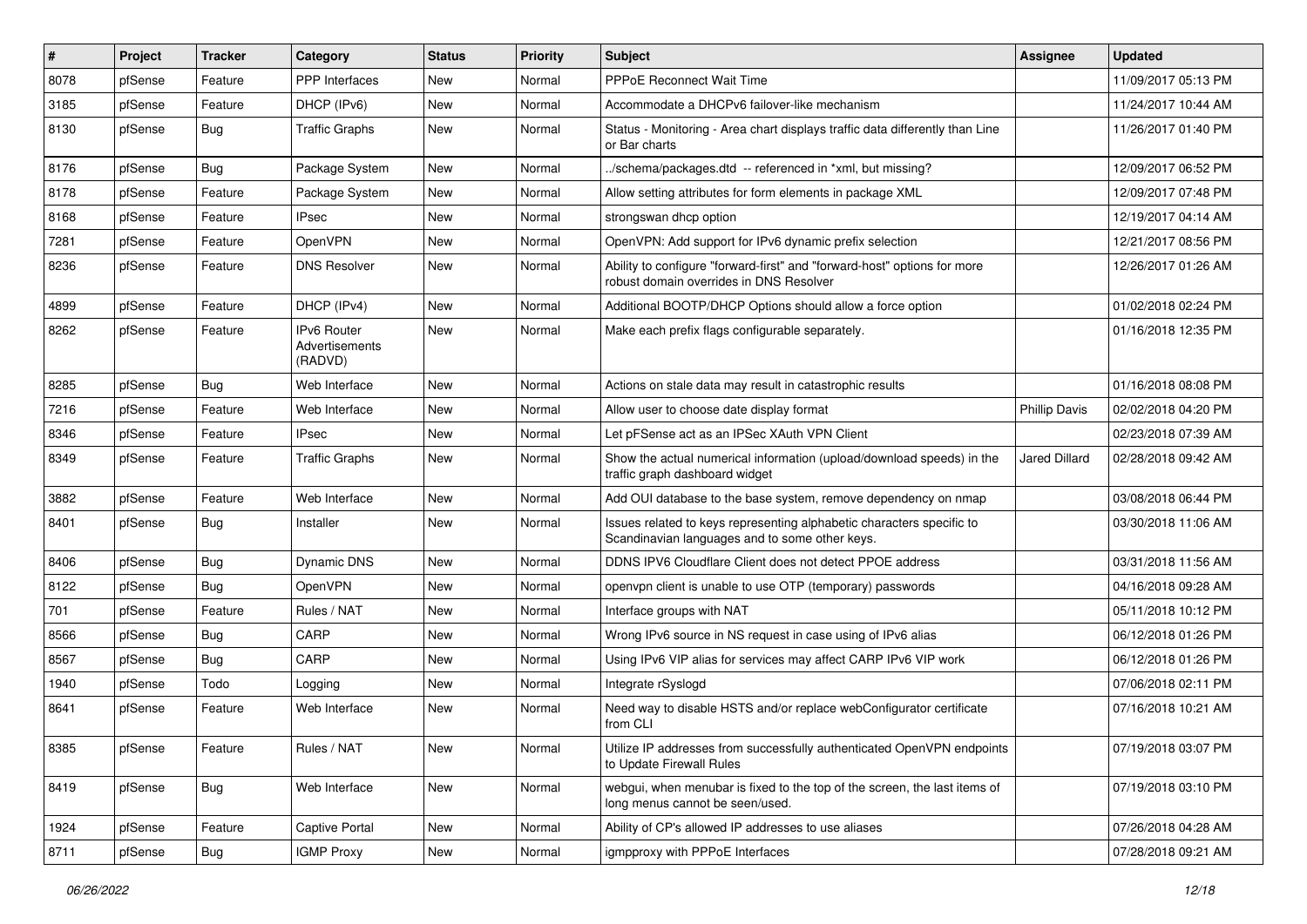| # | Project | Tracker | Category | Status | Priority | Subject | Assignee | Updated |
|---|---|---|---|---|---|---|---|---|
| 8078 | pfSense | Feature | PPP Interfaces | New | Normal | PPPoE Reconnect Wait Time | | 11/09/2017 05:13 PM |
| 3185 | pfSense | Feature | DHCP (IPv6) | New | Normal | Accommodate a DHCPv6 failover-like mechanism | | 11/24/2017 10:44 AM |
| 8130 | pfSense | Bug | Traffic Graphs | New | Normal | Status - Monitoring - Area chart displays traffic data differently than Line or Bar charts | | 11/26/2017 01:40 PM |
| 8176 | pfSense | Bug | Package System | New | Normal | ../schema/packages.dtd -- referenced in *xml, but missing? | | 12/09/2017 06:52 PM |
| 8178 | pfSense | Feature | Package System | New | Normal | Allow setting attributes for form elements in package XML | | 12/09/2017 07:48 PM |
| 8168 | pfSense | Feature | IPsec | New | Normal | strongswan dhcp option | | 12/19/2017 04:14 AM |
| 7281 | pfSense | Feature | OpenVPN | New | Normal | OpenVPN: Add support for IPv6 dynamic prefix selection | | 12/21/2017 08:56 PM |
| 8236 | pfSense | Feature | DNS Resolver | New | Normal | Ability to configure "forward-first" and "forward-host" options for more robust domain overrides in DNS Resolver | | 12/26/2017 01:26 AM |
| 4899 | pfSense | Feature | DHCP (IPv4) | New | Normal | Additional BOOTP/DHCP Options should allow a force option | | 01/02/2018 02:24 PM |
| 8262 | pfSense | Feature | IPv6 Router Advertisements (RADVD) | New | Normal | Make each prefix flags configurable separately. | | 01/16/2018 12:35 PM |
| 8285 | pfSense | Bug | Web Interface | New | Normal | Actions on stale data may result in catastrophic results | | 01/16/2018 08:08 PM |
| 7216 | pfSense | Feature | Web Interface | New | Normal | Allow user to choose date display format | Phillip Davis | 02/02/2018 04:20 PM |
| 8346 | pfSense | Feature | IPsec | New | Normal | Let pFSense act as an IPSec XAuth VPN Client | | 02/23/2018 07:39 AM |
| 8349 | pfSense | Feature | Traffic Graphs | New | Normal | Show the actual numerical information (upload/download speeds) in the traffic graph dashboard widget | Jared Dillard | 02/28/2018 09:42 AM |
| 3882 | pfSense | Feature | Web Interface | New | Normal | Add OUI database to the base system, remove dependency on nmap | | 03/08/2018 06:44 PM |
| 8401 | pfSense | Bug | Installer | New | Normal | Issues related to keys representing alphabetic characters specific to Scandinavian languages and to some other keys. | | 03/30/2018 11:06 AM |
| 8406 | pfSense | Bug | Dynamic DNS | New | Normal | DDNS IPV6 Cloudflare Client does not detect PPOE address | | 03/31/2018 11:56 AM |
| 8122 | pfSense | Bug | OpenVPN | New | Normal | openvpn client is unable to use OTP (temporary) passwords | | 04/16/2018 09:28 AM |
| 701 | pfSense | Feature | Rules / NAT | New | Normal | Interface groups with NAT | | 05/11/2018 10:12 PM |
| 8566 | pfSense | Bug | CARP | New | Normal | Wrong IPv6 source in NS request in case using of IPv6 alias | | 06/12/2018 01:26 PM |
| 8567 | pfSense | Bug | CARP | New | Normal | Using IPv6 VIP alias for services may affect CARP IPv6 VIP work | | 06/12/2018 01:26 PM |
| 1940 | pfSense | Todo | Logging | New | Normal | Integrate rSyslogd | | 07/06/2018 02:11 PM |
| 8641 | pfSense | Feature | Web Interface | New | Normal | Need way to disable HSTS and/or replace webConfigurator certificate from CLI | | 07/16/2018 10:21 AM |
| 8385 | pfSense | Feature | Rules / NAT | New | Normal | Utilize IP addresses from successfully authenticated OpenVPN endpoints to Update Firewall Rules | | 07/19/2018 03:07 PM |
| 8419 | pfSense | Bug | Web Interface | New | Normal | webgui, when menubar is fixed to the top of the screen, the last items of long menus cannot be seen/used. | | 07/19/2018 03:10 PM |
| 1924 | pfSense | Feature | Captive Portal | New | Normal | Ability of CP's allowed IP addresses to use aliases | | 07/26/2018 04:28 AM |
| 8711 | pfSense | Bug | IGMP Proxy | New | Normal | igmpproxy with PPPoE Interfaces | | 07/28/2018 09:21 AM |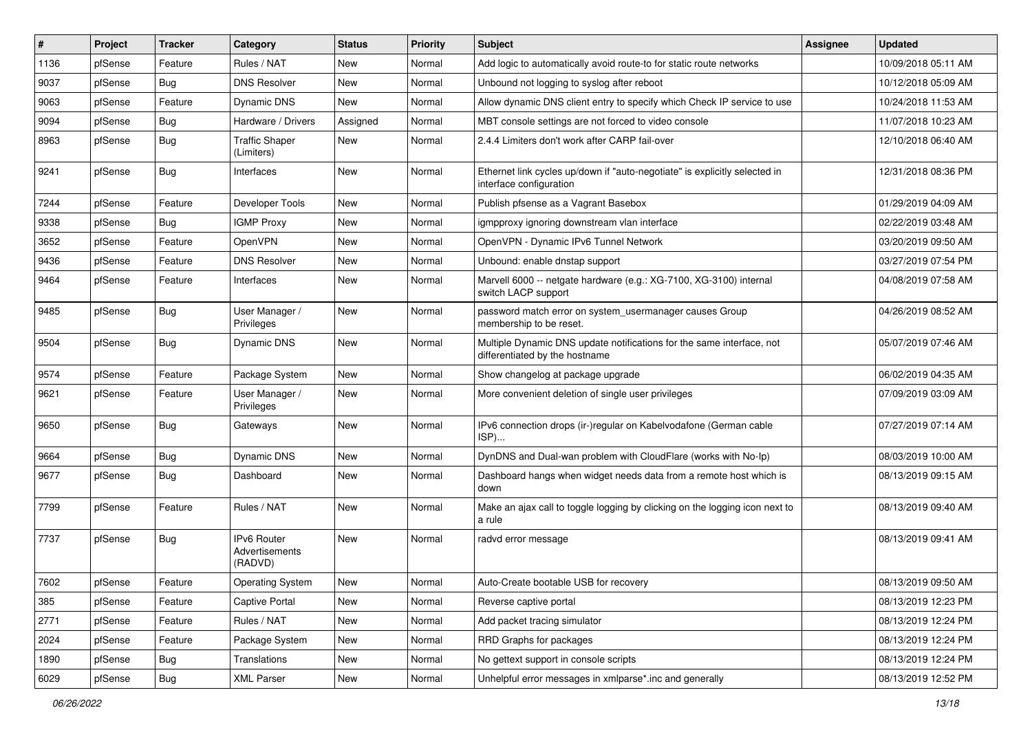| # | Project | Tracker | Category | Status | Priority | Subject | Assignee | Updated |
|---|---|---|---|---|---|---|---|---|
| 1136 | pfSense | Feature | Rules / NAT | New | Normal | Add logic to automatically avoid route-to for static route networks | | 10/09/2018 05:11 AM |
| 9037 | pfSense | Bug | DNS Resolver | New | Normal | Unbound not logging to syslog after reboot | | 10/12/2018 05:09 AM |
| 9063 | pfSense | Feature | Dynamic DNS | New | Normal | Allow dynamic DNS client entry to specify which Check IP service to use | | 10/24/2018 11:53 AM |
| 9094 | pfSense | Bug | Hardware / Drivers | Assigned | Normal | MBT console settings are not forced to video console | | 11/07/2018 10:23 AM |
| 8963 | pfSense | Bug | Traffic Shaper (Limiters) | New | Normal | 2.4.4 Limiters don't work after CARP fail-over | | 12/10/2018 06:40 AM |
| 9241 | pfSense | Bug | Interfaces | New | Normal | Ethernet link cycles up/down if "auto-negotiate" is explicitly selected in interface configuration | | 12/31/2018 08:36 PM |
| 7244 | pfSense | Feature | Developer Tools | New | Normal | Publish pfsense as a Vagrant Basebox | | 01/29/2019 04:09 AM |
| 9338 | pfSense | Bug | IGMP Proxy | New | Normal | igmpproxy ignoring downstream vlan interface | | 02/22/2019 03:48 AM |
| 3652 | pfSense | Feature | OpenVPN | New | Normal | OpenVPN - Dynamic IPv6 Tunnel Network | | 03/20/2019 09:50 AM |
| 9436 | pfSense | Feature | DNS Resolver | New | Normal | Unbound: enable dnstap support | | 03/27/2019 07:54 PM |
| 9464 | pfSense | Feature | Interfaces | New | Normal | Marvell 6000 -- netgate hardware (e.g.: XG-7100, XG-3100) internal switch LACP support | | 04/08/2019 07:58 AM |
| 9485 | pfSense | Bug | User Manager / Privileges | New | Normal | password match error on system_usermanager causes Group membership to be reset. | | 04/26/2019 08:52 AM |
| 9504 | pfSense | Bug | Dynamic DNS | New | Normal | Multiple Dynamic DNS update notifications for the same interface, not differentiated by the hostname | | 05/07/2019 07:46 AM |
| 9574 | pfSense | Feature | Package System | New | Normal | Show changelog at package upgrade | | 06/02/2019 04:35 AM |
| 9621 | pfSense | Feature | User Manager / Privileges | New | Normal | More convenient deletion of single user privileges | | 07/09/2019 03:09 AM |
| 9650 | pfSense | Bug | Gateways | New | Normal | IPv6 connection drops (ir-)regular on Kabelvodafone (German cable ISP)... | | 07/27/2019 07:14 AM |
| 9664 | pfSense | Bug | Dynamic DNS | New | Normal | DynDNS and Dual-wan problem with CloudFlare (works with No-Ip) | | 08/03/2019 10:00 AM |
| 9677 | pfSense | Bug | Dashboard | New | Normal | Dashboard hangs when widget needs data from a remote host which is down | | 08/13/2019 09:15 AM |
| 7799 | pfSense | Feature | Rules / NAT | New | Normal | Make an ajax call to toggle logging by clicking on the logging icon next to a rule | | 08/13/2019 09:40 AM |
| 7737 | pfSense | Bug | IPv6 Router Advertisements (RADVD) | New | Normal | radvd error message | | 08/13/2019 09:41 AM |
| 7602 | pfSense | Feature | Operating System | New | Normal | Auto-Create bootable USB for recovery | | 08/13/2019 09:50 AM |
| 385 | pfSense | Feature | Captive Portal | New | Normal | Reverse captive portal | | 08/13/2019 12:23 PM |
| 2771 | pfSense | Feature | Rules / NAT | New | Normal | Add packet tracing simulator | | 08/13/2019 12:24 PM |
| 2024 | pfSense | Feature | Package System | New | Normal | RRD Graphs for packages | | 08/13/2019 12:24 PM |
| 1890 | pfSense | Bug | Translations | New | Normal | No gettext support in console scripts | | 08/13/2019 12:24 PM |
| 6029 | pfSense | Bug | XML Parser | New | Normal | Unhelpful error messages in xmlparse*.inc and generally | | 08/13/2019 12:52 PM |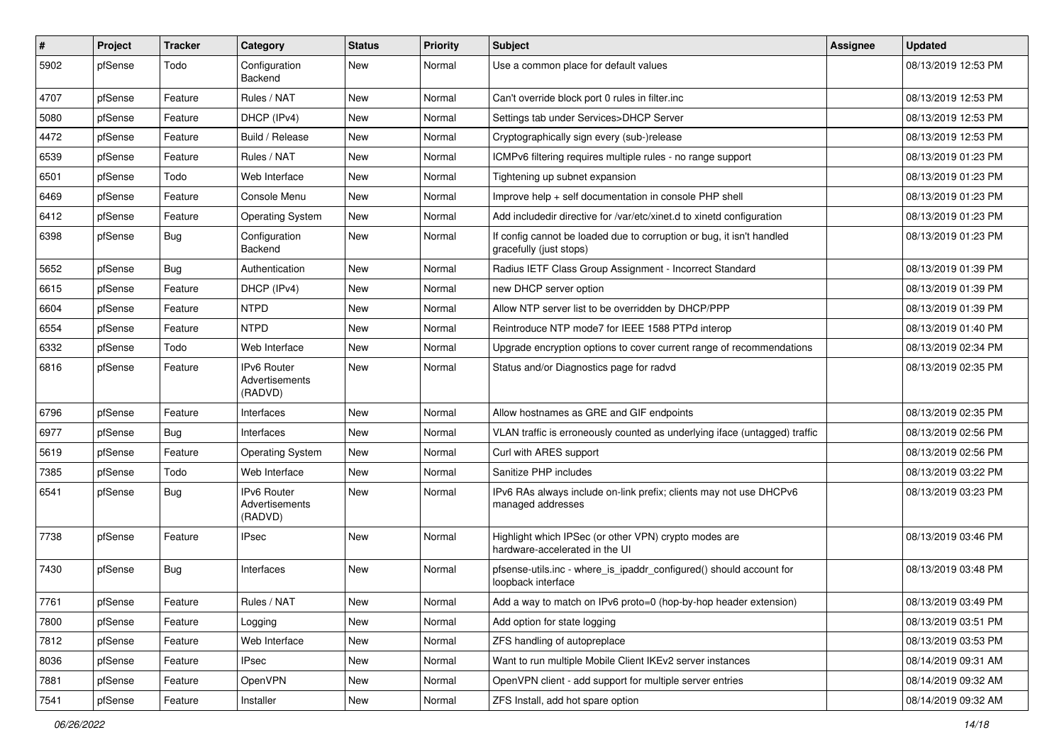| # | Project | Tracker | Category | Status | Priority | Subject | Assignee | Updated |
|---|---|---|---|---|---|---|---|---|
| 5902 | pfSense | Todo | Configuration Backend | New | Normal | Use a common place for default values | | 08/13/2019 12:53 PM |
| 4707 | pfSense | Feature | Rules / NAT | New | Normal | Can't override block port 0 rules in filter.inc | | 08/13/2019 12:53 PM |
| 5080 | pfSense | Feature | DHCP (IPv4) | New | Normal | Settings tab under Services>DHCP Server | | 08/13/2019 12:53 PM |
| 4472 | pfSense | Feature | Build / Release | New | Normal | Cryptographically sign every (sub-)release | | 08/13/2019 12:53 PM |
| 6539 | pfSense | Feature | Rules / NAT | New | Normal | ICMPv6 filtering requires multiple rules - no range support | | 08/13/2019 01:23 PM |
| 6501 | pfSense | Todo | Web Interface | New | Normal | Tightening up subnet expansion | | 08/13/2019 01:23 PM |
| 6469 | pfSense | Feature | Console Menu | New | Normal | Improve help + self documentation in console PHP shell | | 08/13/2019 01:23 PM |
| 6412 | pfSense | Feature | Operating System | New | Normal | Add includedir directive for /var/etc/xinet.d to xinetd configuration | | 08/13/2019 01:23 PM |
| 6398 | pfSense | Bug | Configuration Backend | New | Normal | If config cannot be loaded due to corruption or bug, it isn't handled gracefully (just stops) | | 08/13/2019 01:23 PM |
| 5652 | pfSense | Bug | Authentication | New | Normal | Radius IETF Class Group Assignment - Incorrect Standard | | 08/13/2019 01:39 PM |
| 6615 | pfSense | Feature | DHCP (IPv4) | New | Normal | new DHCP server option | | 08/13/2019 01:39 PM |
| 6604 | pfSense | Feature | NTPD | New | Normal | Allow NTP server list to be overridden by DHCP/PPP | | 08/13/2019 01:39 PM |
| 6554 | pfSense | Feature | NTPD | New | Normal | Reintroduce NTP mode7 for IEEE 1588 PTPd interop | | 08/13/2019 01:40 PM |
| 6332 | pfSense | Todo | Web Interface | New | Normal | Upgrade encryption options to cover current range of recommendations | | 08/13/2019 02:34 PM |
| 6816 | pfSense | Feature | IPv6 Router Advertisements (RADVD) | New | Normal | Status and/or Diagnostics page for radvd | | 08/13/2019 02:35 PM |
| 6796 | pfSense | Feature | Interfaces | New | Normal | Allow hostnames as GRE and GIF endpoints | | 08/13/2019 02:35 PM |
| 6977 | pfSense | Bug | Interfaces | New | Normal | VLAN traffic is erroneously counted as underlying iface (untagged) traffic | | 08/13/2019 02:56 PM |
| 5619 | pfSense | Feature | Operating System | New | Normal | Curl with ARES support | | 08/13/2019 02:56 PM |
| 7385 | pfSense | Todo | Web Interface | New | Normal | Sanitize PHP includes | | 08/13/2019 03:22 PM |
| 6541 | pfSense | Bug | IPv6 Router Advertisements (RADVD) | New | Normal | IPv6 RAs always include on-link prefix; clients may not use DHCPv6 managed addresses | | 08/13/2019 03:23 PM |
| 7738 | pfSense | Feature | IPsec | New | Normal | Highlight which IPSec (or other VPN) crypto modes are hardware-accelerated in the UI | | 08/13/2019 03:46 PM |
| 7430 | pfSense | Bug | Interfaces | New | Normal | pfsense-utils.inc - where_is_ipaddr_configured() should account for loopback interface | | 08/13/2019 03:48 PM |
| 7761 | pfSense | Feature | Rules / NAT | New | Normal | Add a way to match on IPv6 proto=0 (hop-by-hop header extension) | | 08/13/2019 03:49 PM |
| 7800 | pfSense | Feature | Logging | New | Normal | Add option for state logging | | 08/13/2019 03:51 PM |
| 7812 | pfSense | Feature | Web Interface | New | Normal | ZFS handling of autopreplace | | 08/13/2019 03:53 PM |
| 8036 | pfSense | Feature | IPsec | New | Normal | Want to run multiple Mobile Client IKEv2 server instances | | 08/14/2019 09:31 AM |
| 7881 | pfSense | Feature | OpenVPN | New | Normal | OpenVPN client - add support for multiple server entries | | 08/14/2019 09:32 AM |
| 7541 | pfSense | Feature | Installer | New | Normal | ZFS Install, add hot spare option | | 08/14/2019 09:32 AM |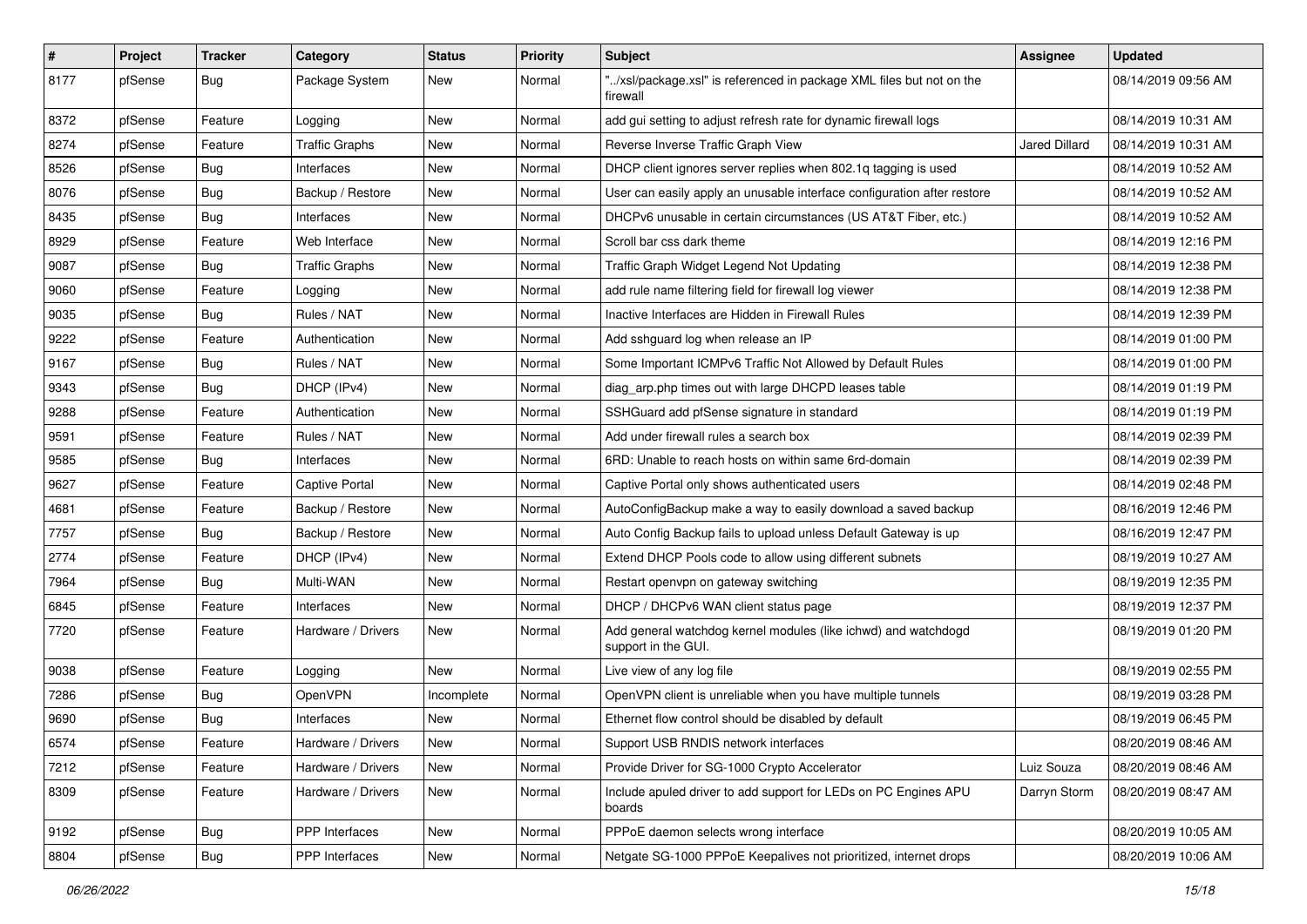| # | Project | Tracker | Category | Status | Priority | Subject | Assignee | Updated |
|---|---|---|---|---|---|---|---|---|
| 8177 | pfSense | Bug | Package System | New | Normal | "../xsl/package.xsl" is referenced in package XML files but not on the firewall | | 08/14/2019 09:56 AM |
| 8372 | pfSense | Feature | Logging | New | Normal | add gui setting to adjust refresh rate for dynamic firewall logs | | 08/14/2019 10:31 AM |
| 8274 | pfSense | Feature | Traffic Graphs | New | Normal | Reverse Inverse Traffic Graph View | Jared Dillard | 08/14/2019 10:31 AM |
| 8526 | pfSense | Bug | Interfaces | New | Normal | DHCP client ignores server replies when 802.1q tagging is used | | 08/14/2019 10:52 AM |
| 8076 | pfSense | Bug | Backup / Restore | New | Normal | User can easily apply an unusable interface configuration after restore | | 08/14/2019 10:52 AM |
| 8435 | pfSense | Bug | Interfaces | New | Normal | DHCPv6 unusable in certain circumstances (US AT&T Fiber, etc.) | | 08/14/2019 10:52 AM |
| 8929 | pfSense | Feature | Web Interface | New | Normal | Scroll bar css dark theme | | 08/14/2019 12:16 PM |
| 9087 | pfSense | Bug | Traffic Graphs | New | Normal | Traffic Graph Widget Legend Not Updating | | 08/14/2019 12:38 PM |
| 9060 | pfSense | Feature | Logging | New | Normal | add rule name filtering field for firewall log viewer | | 08/14/2019 12:38 PM |
| 9035 | pfSense | Bug | Rules / NAT | New | Normal | Inactive Interfaces are Hidden in Firewall Rules | | 08/14/2019 12:39 PM |
| 9222 | pfSense | Feature | Authentication | New | Normal | Add sshguard log when release an IP | | 08/14/2019 01:00 PM |
| 9167 | pfSense | Bug | Rules / NAT | New | Normal | Some Important ICMPv6 Traffic Not Allowed by Default Rules | | 08/14/2019 01:00 PM |
| 9343 | pfSense | Bug | DHCP (IPv4) | New | Normal | diag_arp.php times out with large DHCPD leases table | | 08/14/2019 01:19 PM |
| 9288 | pfSense | Feature | Authentication | New | Normal | SSHGuard add pfSense signature in standard | | 08/14/2019 01:19 PM |
| 9591 | pfSense | Feature | Rules / NAT | New | Normal | Add under firewall rules a search box | | 08/14/2019 02:39 PM |
| 9585 | pfSense | Bug | Interfaces | New | Normal | 6RD: Unable to reach hosts on within same 6rd-domain | | 08/14/2019 02:39 PM |
| 9627 | pfSense | Feature | Captive Portal | New | Normal | Captive Portal only shows authenticated users | | 08/14/2019 02:48 PM |
| 4681 | pfSense | Feature | Backup / Restore | New | Normal | AutoConfigBackup make a way to easily download a saved backup | | 08/16/2019 12:46 PM |
| 7757 | pfSense | Bug | Backup / Restore | New | Normal | Auto Config Backup fails to upload unless Default Gateway is up | | 08/16/2019 12:47 PM |
| 2774 | pfSense | Feature | DHCP (IPv4) | New | Normal | Extend DHCP Pools code to allow using different subnets | | 08/19/2019 10:27 AM |
| 7964 | pfSense | Bug | Multi-WAN | New | Normal | Restart openvpn on gateway switching | | 08/19/2019 12:35 PM |
| 6845 | pfSense | Feature | Interfaces | New | Normal | DHCP / DHCPv6 WAN client status page | | 08/19/2019 12:37 PM |
| 7720 | pfSense | Feature | Hardware / Drivers | New | Normal | Add general watchdog kernel modules (like ichwd) and watchdogd support in the GUI. | | 08/19/2019 01:20 PM |
| 9038 | pfSense | Feature | Logging | New | Normal | Live view of any log file | | 08/19/2019 02:55 PM |
| 7286 | pfSense | Bug | OpenVPN | Incomplete | Normal | OpenVPN client is unreliable when you have multiple tunnels | | 08/19/2019 03:28 PM |
| 9690 | pfSense | Bug | Interfaces | New | Normal | Ethernet flow control should be disabled by default | | 08/19/2019 06:45 PM |
| 6574 | pfSense | Feature | Hardware / Drivers | New | Normal | Support USB RNDIS network interfaces | | 08/20/2019 08:46 AM |
| 7212 | pfSense | Feature | Hardware / Drivers | New | Normal | Provide Driver for SG-1000 Crypto Accelerator | Luiz Souza | 08/20/2019 08:46 AM |
| 8309 | pfSense | Feature | Hardware / Drivers | New | Normal | Include apuled driver to add support for LEDs on PC Engines APU boards | Darryn Storm | 08/20/2019 08:47 AM |
| 9192 | pfSense | Bug | PPP Interfaces | New | Normal | PPPoE daemon selects wrong interface | | 08/20/2019 10:05 AM |
| 8804 | pfSense | Bug | PPP Interfaces | New | Normal | Netgate SG-1000 PPPoE Keepalives not prioritized, internet drops | | 08/20/2019 10:06 AM |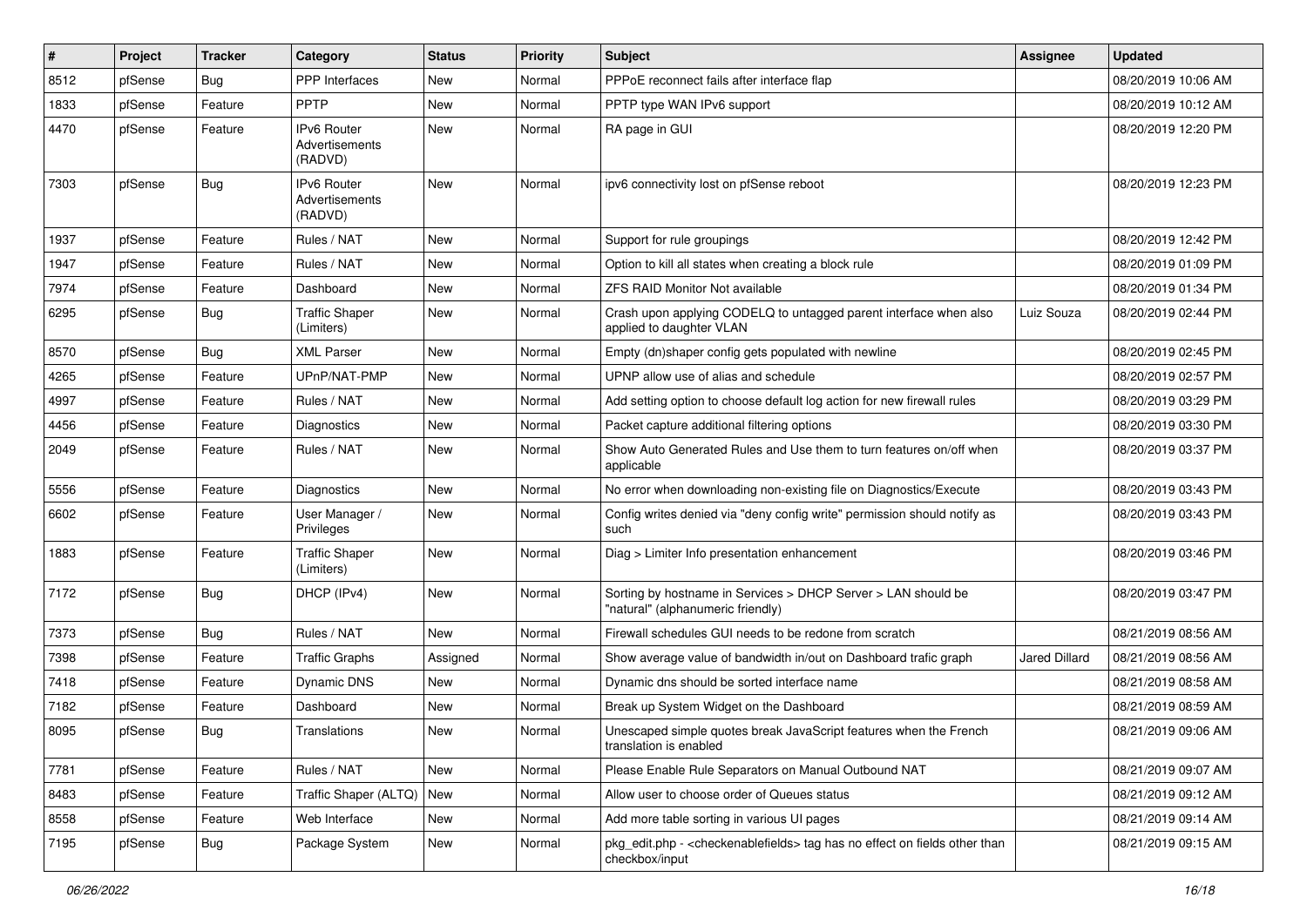| # | Project | Tracker | Category | Status | Priority | Subject | Assignee | Updated |
|---|---|---|---|---|---|---|---|---|
| 8512 | pfSense | Bug | PPP Interfaces | New | Normal | PPPoE reconnect fails after interface flap | | 08/20/2019 10:06 AM |
| 1833 | pfSense | Feature | PPTP | New | Normal | PPTP type WAN IPv6 support | | 08/20/2019 10:12 AM |
| 4470 | pfSense | Feature | IPv6 Router Advertisements (RADVD) | New | Normal | RA page in GUI | | 08/20/2019 12:20 PM |
| 7303 | pfSense | Bug | IPv6 Router Advertisements (RADVD) | New | Normal | ipv6 connectivity lost on pfSense reboot | | 08/20/2019 12:23 PM |
| 1937 | pfSense | Feature | Rules / NAT | New | Normal | Support for rule groupings | | 08/20/2019 12:42 PM |
| 1947 | pfSense | Feature | Rules / NAT | New | Normal | Option to kill all states when creating a block rule | | 08/20/2019 01:09 PM |
| 7974 | pfSense | Feature | Dashboard | New | Normal | ZFS RAID Monitor Not available | | 08/20/2019 01:34 PM |
| 6295 | pfSense | Bug | Traffic Shaper (Limiters) | New | Normal | Crash upon applying CODELQ to untagged parent interface when also applied to daughter VLAN | Luiz Souza | 08/20/2019 02:44 PM |
| 8570 | pfSense | Bug | XML Parser | New | Normal | Empty (dn)shaper config gets populated with newline | | 08/20/2019 02:45 PM |
| 4265 | pfSense | Feature | UPnP/NAT-PMP | New | Normal | UPNP allow use of alias and schedule | | 08/20/2019 02:57 PM |
| 4997 | pfSense | Feature | Rules / NAT | New | Normal | Add setting option to choose default log action for new firewall rules | | 08/20/2019 03:29 PM |
| 4456 | pfSense | Feature | Diagnostics | New | Normal | Packet capture additional filtering options | | 08/20/2019 03:30 PM |
| 2049 | pfSense | Feature | Rules / NAT | New | Normal | Show Auto Generated Rules and Use them to turn features on/off when applicable | | 08/20/2019 03:37 PM |
| 5556 | pfSense | Feature | Diagnostics | New | Normal | No error when downloading non-existing file on Diagnostics/Execute | | 08/20/2019 03:43 PM |
| 6602 | pfSense | Feature | User Manager / Privileges | New | Normal | Config writes denied via "deny config write" permission should notify as such | | 08/20/2019 03:43 PM |
| 1883 | pfSense | Feature | Traffic Shaper (Limiters) | New | Normal | Diag > Limiter Info presentation enhancement | | 08/20/2019 03:46 PM |
| 7172 | pfSense | Bug | DHCP (IPv4) | New | Normal | Sorting by hostname in Services > DHCP Server > LAN should be "natural" (alphanumeric friendly) | | 08/20/2019 03:47 PM |
| 7373 | pfSense | Bug | Rules / NAT | New | Normal | Firewall schedules GUI needs to be redone from scratch | | 08/21/2019 08:56 AM |
| 7398 | pfSense | Feature | Traffic Graphs | Assigned | Normal | Show average value of bandwidth in/out on Dashboard trafic graph | Jared Dillard | 08/21/2019 08:56 AM |
| 7418 | pfSense | Feature | Dynamic DNS | New | Normal | Dynamic dns should be sorted interface name | | 08/21/2019 08:58 AM |
| 7182 | pfSense | Feature | Dashboard | New | Normal | Break up System Widget on the Dashboard | | 08/21/2019 08:59 AM |
| 8095 | pfSense | Bug | Translations | New | Normal | Unescaped simple quotes break JavaScript features when the French translation is enabled | | 08/21/2019 09:06 AM |
| 7781 | pfSense | Feature | Rules / NAT | New | Normal | Please Enable Rule Separators on Manual Outbound NAT | | 08/21/2019 09:07 AM |
| 8483 | pfSense | Feature | Traffic Shaper (ALTQ) | New | Normal | Allow user to choose order of Queues status | | 08/21/2019 09:12 AM |
| 8558 | pfSense | Feature | Web Interface | New | Normal | Add more table sorting in various UI pages | | 08/21/2019 09:14 AM |
| 7195 | pfSense | Bug | Package System | New | Normal | pkg_edit.php - <checkenablefields> tag has no effect on fields other than checkbox/input | | 08/21/2019 09:15 AM |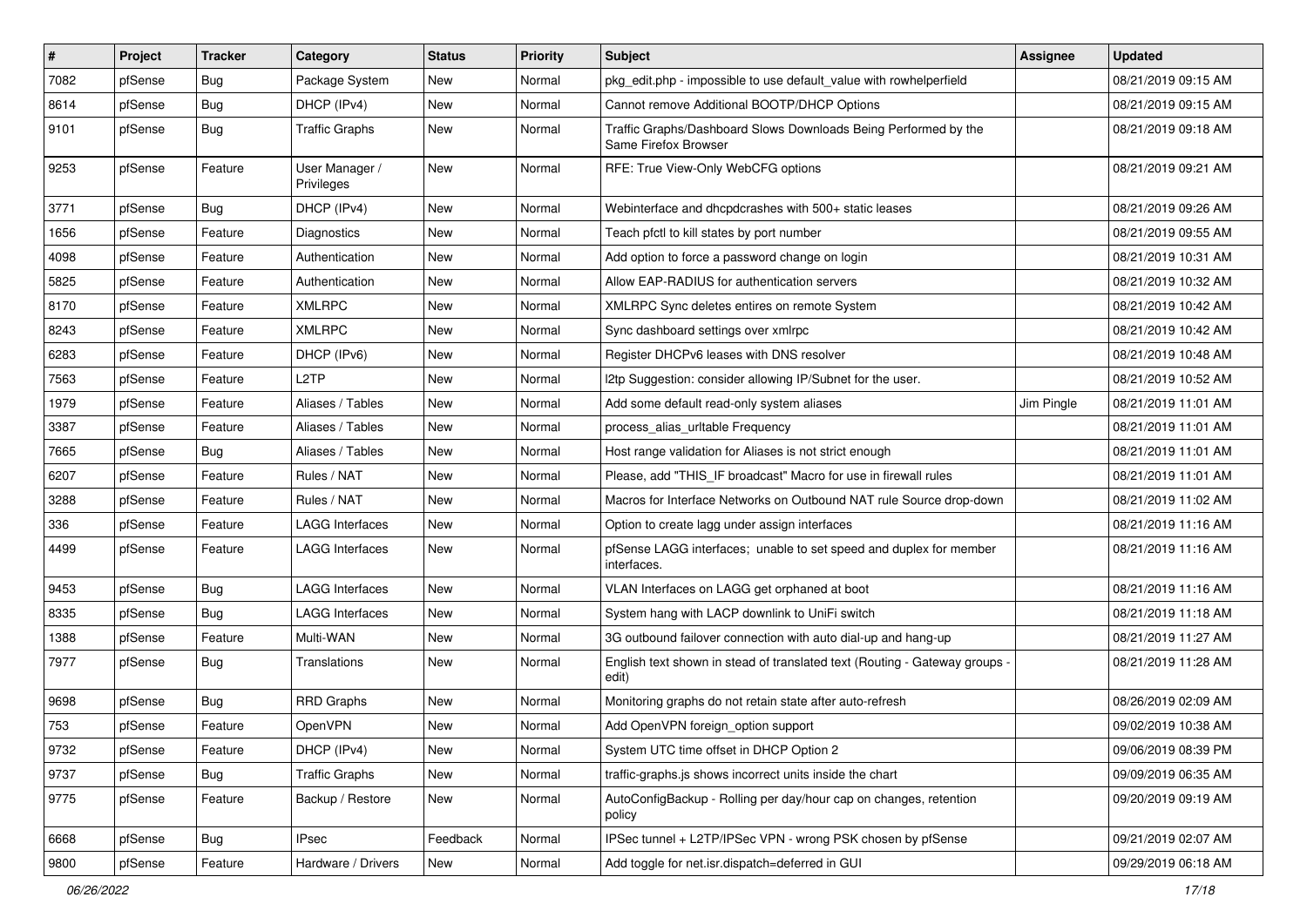| # | Project | Tracker | Category | Status | Priority | Subject | Assignee | Updated |
|---|---|---|---|---|---|---|---|---|
| 7082 | pfSense | Bug | Package System | New | Normal | pkg_edit.php - impossible to use default_value with rowhelperfield | | 08/21/2019 09:15 AM |
| 8614 | pfSense | Bug | DHCP (IPv4) | New | Normal | Cannot remove Additional BOOTP/DHCP Options | | 08/21/2019 09:15 AM |
| 9101 | pfSense | Bug | Traffic Graphs | New | Normal | Traffic Graphs/Dashboard Slows Downloads Being Performed by the Same Firefox Browser | | 08/21/2019 09:18 AM |
| 9253 | pfSense | Feature | User Manager / Privileges | New | Normal | RFE: True View-Only WebCFG options | | 08/21/2019 09:21 AM |
| 3771 | pfSense | Bug | DHCP (IPv4) | New | Normal | Webinterface and dhcpdcrashes with 500+ static leases | | 08/21/2019 09:26 AM |
| 1656 | pfSense | Feature | Diagnostics | New | Normal | Teach pfctl to kill states by port number | | 08/21/2019 09:55 AM |
| 4098 | pfSense | Feature | Authentication | New | Normal | Add option to force a password change on login | | 08/21/2019 10:31 AM |
| 5825 | pfSense | Feature | Authentication | New | Normal | Allow EAP-RADIUS for authentication servers | | 08/21/2019 10:32 AM |
| 8170 | pfSense | Feature | XMLRPC | New | Normal | XMLRPC Sync deletes entires on remote System | | 08/21/2019 10:42 AM |
| 8243 | pfSense | Feature | XMLRPC | New | Normal | Sync dashboard settings over xmlrpc | | 08/21/2019 10:42 AM |
| 6283 | pfSense | Feature | DHCP (IPv6) | New | Normal | Register DHCPv6 leases with DNS resolver | | 08/21/2019 10:48 AM |
| 7563 | pfSense | Feature | L2TP | New | Normal | l2tp Suggestion: consider allowing IP/Subnet for the user. | | 08/21/2019 10:52 AM |
| 1979 | pfSense | Feature | Aliases / Tables | New | Normal | Add some default read-only system aliases | Jim Pingle | 08/21/2019 11:01 AM |
| 3387 | pfSense | Feature | Aliases / Tables | New | Normal | process_alias_urltable Frequency | | 08/21/2019 11:01 AM |
| 7665 | pfSense | Bug | Aliases / Tables | New | Normal | Host range validation for Aliases is not strict enough | | 08/21/2019 11:01 AM |
| 6207 | pfSense | Feature | Rules / NAT | New | Normal | Please, add "THIS_IF broadcast" Macro for use in firewall rules | | 08/21/2019 11:01 AM |
| 3288 | pfSense | Feature | Rules / NAT | New | Normal | Macros for Interface Networks on Outbound NAT rule Source drop-down | | 08/21/2019 11:02 AM |
| 336 | pfSense | Feature | LAGG Interfaces | New | Normal | Option to create lagg under assign interfaces | | 08/21/2019 11:16 AM |
| 4499 | pfSense | Feature | LAGG Interfaces | New | Normal | pfSense LAGG interfaces; unable to set speed and duplex for member interfaces. | | 08/21/2019 11:16 AM |
| 9453 | pfSense | Bug | LAGG Interfaces | New | Normal | VLAN Interfaces on LAGG get orphaned at boot | | 08/21/2019 11:16 AM |
| 8335 | pfSense | Bug | LAGG Interfaces | New | Normal | System hang with LACP downlink to UniFi switch | | 08/21/2019 11:18 AM |
| 1388 | pfSense | Feature | Multi-WAN | New | Normal | 3G outbound failover connection with auto dial-up and hang-up | | 08/21/2019 11:27 AM |
| 7977 | pfSense | Bug | Translations | New | Normal | English text shown in stead of translated text (Routing - Gateway groups - edit) | | 08/21/2019 11:28 AM |
| 9698 | pfSense | Bug | RRD Graphs | New | Normal | Monitoring graphs do not retain state after auto-refresh | | 08/26/2019 02:09 AM |
| 753 | pfSense | Feature | OpenVPN | New | Normal | Add OpenVPN foreign_option support | | 09/02/2019 10:38 AM |
| 9732 | pfSense | Feature | DHCP (IPv4) | New | Normal | System UTC time offset in DHCP Option 2 | | 09/06/2019 08:39 PM |
| 9737 | pfSense | Bug | Traffic Graphs | New | Normal | traffic-graphs.js shows incorrect units inside the chart | | 09/09/2019 06:35 AM |
| 9775 | pfSense | Feature | Backup / Restore | New | Normal | AutoConfigBackup - Rolling per day/hour cap on changes, retention policy | | 09/20/2019 09:19 AM |
| 6668 | pfSense | Bug | IPsec | Feedback | Normal | IPSec tunnel + L2TP/IPSec VPN - wrong PSK chosen by pfSense | | 09/21/2019 02:07 AM |
| 9800 | pfSense | Feature | Hardware / Drivers | New | Normal | Add toggle for net.isr.dispatch=deferred in GUI | | 09/29/2019 06:18 AM |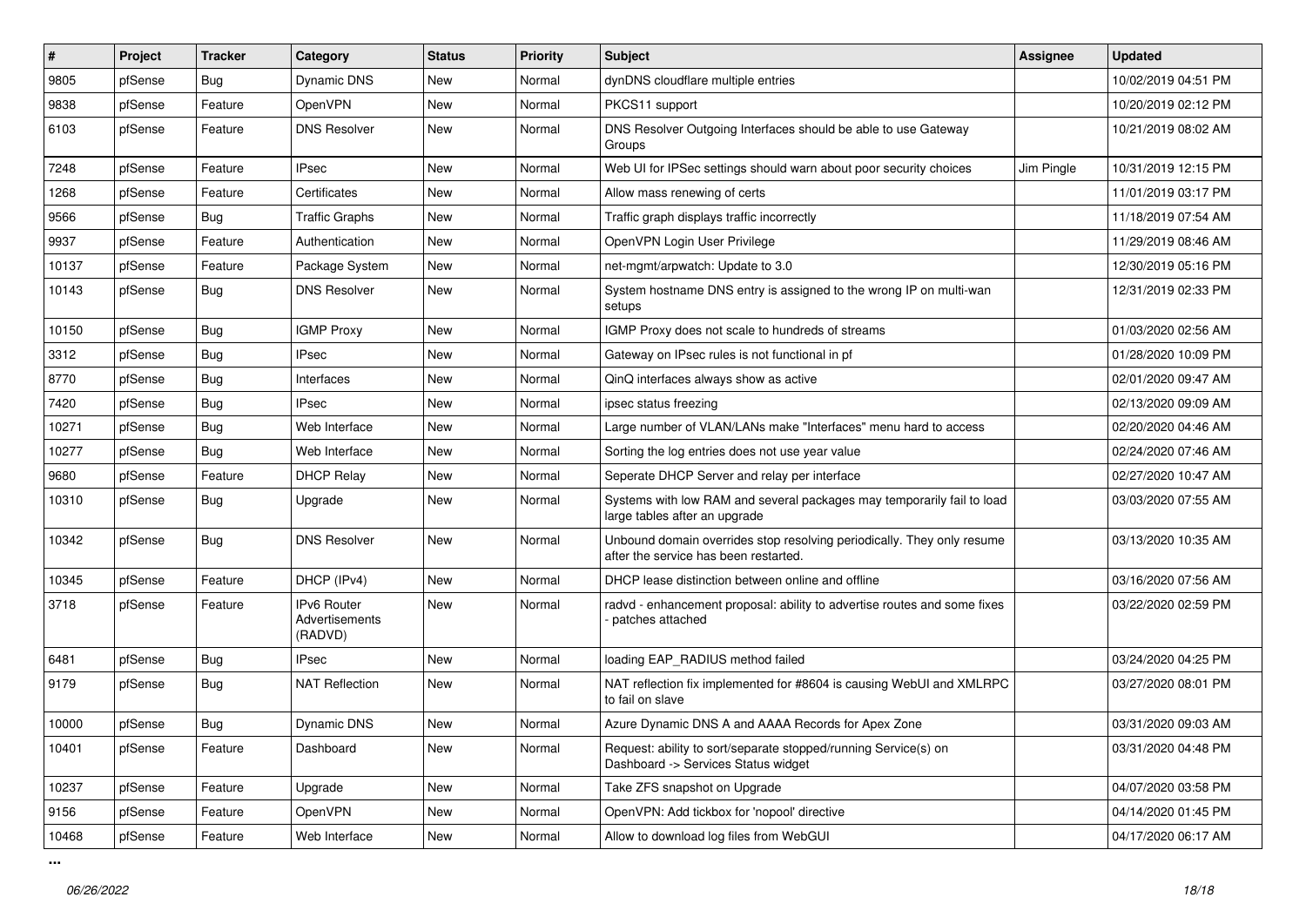| # | Project | Tracker | Category | Status | Priority | Subject | Assignee | Updated |
| --- | --- | --- | --- | --- | --- | --- | --- | --- |
| 9805 | pfSense | Bug | Dynamic DNS | New | Normal | dynDNS cloudflare multiple entries | | 10/02/2019 04:51 PM |
| 9838 | pfSense | Feature | OpenVPN | New | Normal | PKCS11 support | | 10/20/2019 02:12 PM |
| 6103 | pfSense | Feature | DNS Resolver | New | Normal | DNS Resolver Outgoing Interfaces should be able to use Gateway Groups | | 10/21/2019 08:02 AM |
| 7248 | pfSense | Feature | IPsec | New | Normal | Web UI for IPSec settings should warn about poor security choices | Jim Pingle | 10/31/2019 12:15 PM |
| 1268 | pfSense | Feature | Certificates | New | Normal | Allow mass renewing of certs | | 11/01/2019 03:17 PM |
| 9566 | pfSense | Bug | Traffic Graphs | New | Normal | Traffic graph displays traffic incorrectly | | 11/18/2019 07:54 AM |
| 9937 | pfSense | Feature | Authentication | New | Normal | OpenVPN Login User Privilege | | 11/29/2019 08:46 AM |
| 10137 | pfSense | Feature | Package System | New | Normal | net-mgmt/arpwatch: Update to 3.0 | | 12/30/2019 05:16 PM |
| 10143 | pfSense | Bug | DNS Resolver | New | Normal | System hostname DNS entry is assigned to the wrong IP on multi-wan setups | | 12/31/2019 02:33 PM |
| 10150 | pfSense | Bug | IGMP Proxy | New | Normal | IGMP Proxy does not scale to hundreds of streams | | 01/03/2020 02:56 AM |
| 3312 | pfSense | Bug | IPsec | New | Normal | Gateway on IPsec rules is not functional in pf | | 01/28/2020 10:09 PM |
| 8770 | pfSense | Bug | Interfaces | New | Normal | QinQ interfaces always show as active | | 02/01/2020 09:47 AM |
| 7420 | pfSense | Bug | IPsec | New | Normal | ipsec status freezing | | 02/13/2020 09:09 AM |
| 10271 | pfSense | Bug | Web Interface | New | Normal | Large number of VLAN/LANs make "Interfaces" menu hard to access | | 02/20/2020 04:46 AM |
| 10277 | pfSense | Bug | Web Interface | New | Normal | Sorting the log entries does not use year value | | 02/24/2020 07:46 AM |
| 9680 | pfSense | Feature | DHCP Relay | New | Normal | Seperate DHCP Server and relay per interface | | 02/27/2020 10:47 AM |
| 10310 | pfSense | Bug | Upgrade | New | Normal | Systems with low RAM and several packages may temporarily fail to load large tables after an upgrade | | 03/03/2020 07:55 AM |
| 10342 | pfSense | Bug | DNS Resolver | New | Normal | Unbound domain overrides stop resolving periodically. They only resume after the service has been restarted. | | 03/13/2020 10:35 AM |
| 10345 | pfSense | Feature | DHCP (IPv4) | New | Normal | DHCP lease distinction between online and offline | | 03/16/2020 07:56 AM |
| 3718 | pfSense | Feature | IPv6 Router Advertisements (RADVD) | New | Normal | radvd - enhancement proposal: ability to advertise routes and some fixes - patches attached | | 03/22/2020 02:59 PM |
| 6481 | pfSense | Bug | IPsec | New | Normal | loading EAP_RADIUS method failed | | 03/24/2020 04:25 PM |
| 9179 | pfSense | Bug | NAT Reflection | New | Normal | NAT reflection fix implemented for #8604 is causing WebUI and XMLRPC to fail on slave | | 03/27/2020 08:01 PM |
| 10000 | pfSense | Bug | Dynamic DNS | New | Normal | Azure Dynamic DNS A and AAAA Records for Apex Zone | | 03/31/2020 09:03 AM |
| 10401 | pfSense | Feature | Dashboard | New | Normal | Request: ability to sort/separate stopped/running Service(s) on Dashboard -> Services Status widget | | 03/31/2020 04:48 PM |
| 10237 | pfSense | Feature | Upgrade | New | Normal | Take ZFS snapshot on Upgrade | | 04/07/2020 03:58 PM |
| 9156 | pfSense | Feature | OpenVPN | New | Normal | OpenVPN: Add tickbox for 'nopool' directive | | 04/14/2020 01:45 PM |
| 10468 | pfSense | Feature | Web Interface | New | Normal | Allow to download log files from WebGUI | | 04/17/2020 06:17 AM |

...